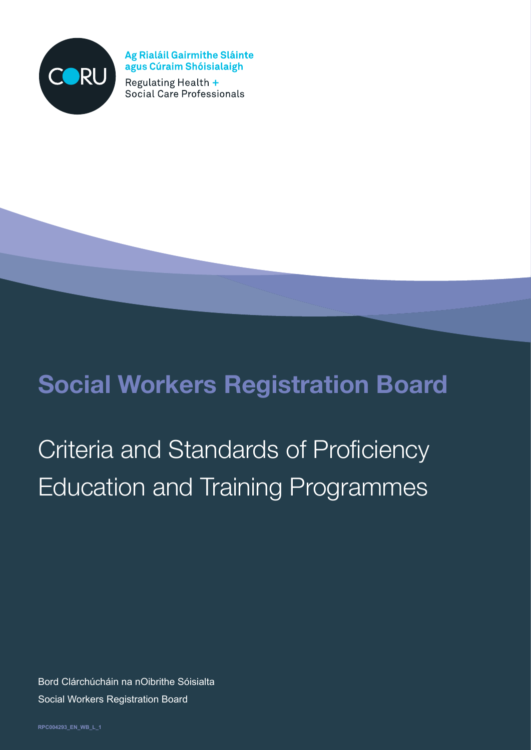CORU

Ag Rialáil Gairmithe Sláinte agus Cúraim Shóisialaigh

Regulating Health + Social Care Professionals

# Social Workers Registration Board

## Criteria and Standards of Proficiency Education and Training Programmes

Bord Clárchúcháin na nOibrithe Sóisialta

Social Workers Registration Board

RPC004293_EN_WB_L_1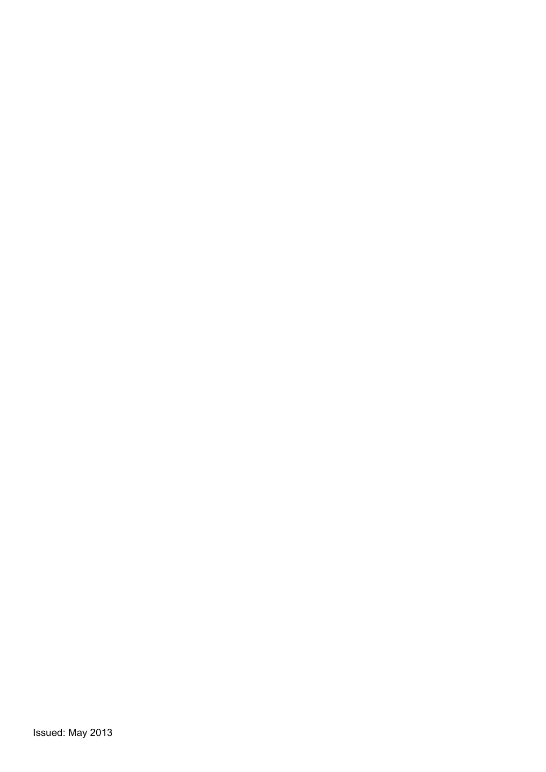Issued: May 2013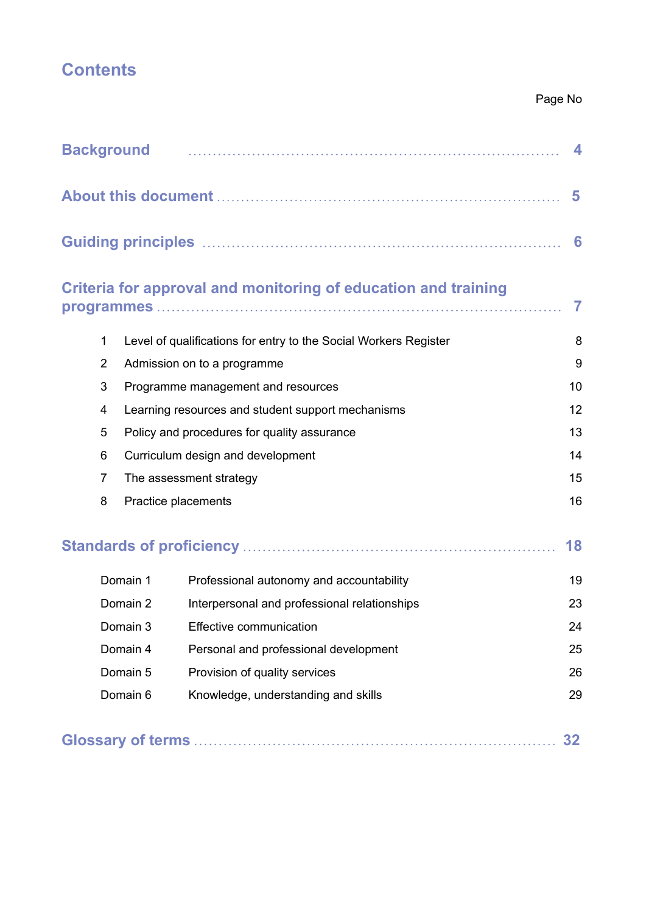# Contents

| | | Page No |
|---|---|---|
| **Background** | | **4** |
| **About this document** | | **5** |
| **Guiding principles** | | **6** |
| **Criteria for approval and monitoring of education and training programmes** | | **7** |
| 1 | Level of qualifications for entry to the Social Workers Register | 8 |
| 2 | Admission on to a programme | 9 |
| 3 | Programme management and resources | 10 |
| 4 | Learning resources and student support mechanisms | 12 |
| 5 | Policy and procedures for quality assurance | 13 |
| 6 | Curriculum design and development | 14 |
| 7 | The assessment strategy | 15 |
| 8 | Practice placements | 16 |
| **Standards of proficiency** | | **18** |
| Domain 1 | Professional autonomy and accountability | 19 |
| Domain 2 | Interpersonal and professional relationships | 23 |
| Domain 3 | Effective communication | 24 |
| Domain 4 | Personal and professional development | 25 |
| Domain 5 | Provision of quality services | 26 |
| Domain 6 | Knowledge, understanding and skills | 29 |
| **Glossary of terms** | | **32** |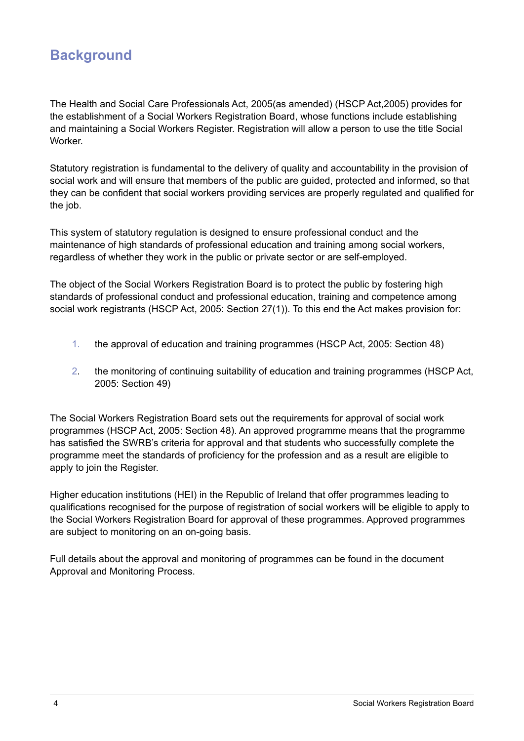# Background

The Health and Social Care Professionals Act, 2005(as amended) (HSCP Act,2005) provides for the establishment of a Social Workers Registration Board, whose functions include establishing and maintaining a Social Workers Register. Registration will allow a person to use the title Social Worker.

Statutory registration is fundamental to the delivery of quality and accountability in the provision of social work and will ensure that members of the public are guided, protected and informed, so that they can be confident that social workers providing services are properly regulated and qualified for the job.

This system of statutory regulation is designed to ensure professional conduct and the maintenance of high standards of professional education and training among social workers, regardless of whether they work in the public or private sector or are self-employed.

The object of the Social Workers Registration Board is to protect the public by fostering high standards of professional conduct and professional education, training and competence among social work registrants (HSCP Act, 2005: Section 27(1)). To this end the Act makes provision for:

1. the approval of education and training programmes (HSCP Act, 2005: Section 48)
2. the monitoring of continuing suitability of education and training programmes (HSCP Act, 2005: Section 49)

The Social Workers Registration Board sets out the requirements for approval of social work programmes (HSCP Act, 2005: Section 48). An approved programme means that the programme has satisfied the SWRB's criteria for approval and that students who successfully complete the programme meet the standards of proficiency for the profession and as a result are eligible to apply to join the Register.

Higher education institutions (HEI) in the Republic of Ireland that offer programmes leading to qualifications recognised for the purpose of registration of social workers will be eligible to apply to the Social Workers Registration Board for approval of these programmes. Approved programmes are subject to monitoring on an on-going basis.

Full details about the approval and monitoring of programmes can be found in the document Approval and Monitoring Process.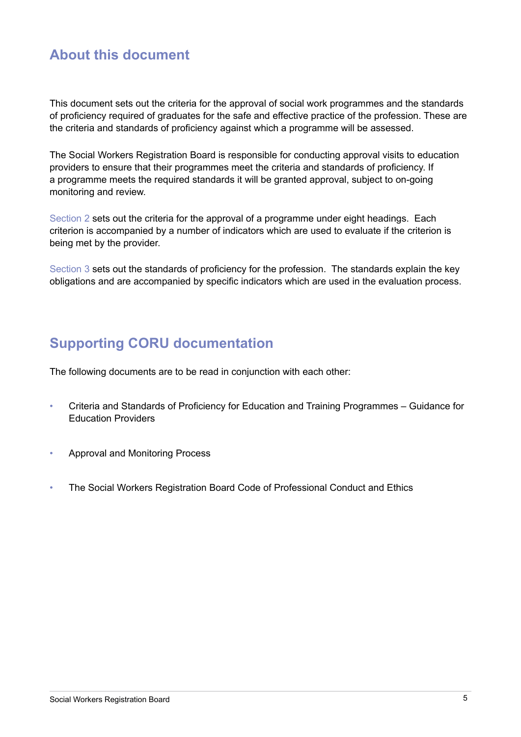## About this document

This document sets out the criteria for the approval of social work programmes and the standards of proficiency required of graduates for the safe and effective practice of the profession. These are the criteria and standards of proficiency against which a programme will be assessed.

The Social Workers Registration Board is responsible for conducting approval visits to education providers to ensure that their programmes meet the criteria and standards of proficiency. If a programme meets the required standards it will be granted approval, subject to on-going monitoring and review.

Section 2 sets out the criteria for the approval of a programme under eight headings. Each criterion is accompanied by a number of indicators which are used to evaluate if the criterion is being met by the provider.

Section 3 sets out the standards of proficiency for the profession. The standards explain the key obligations and are accompanied by specific indicators which are used in the evaluation process.

## Supporting CORU documentation

The following documents are to be read in conjunction with each other:

- Criteria and Standards of Proficiency for Education and Training Programmes – Guidance for Education Providers
- Approval and Monitoring Process
- The Social Workers Registration Board Code of Professional Conduct and Ethics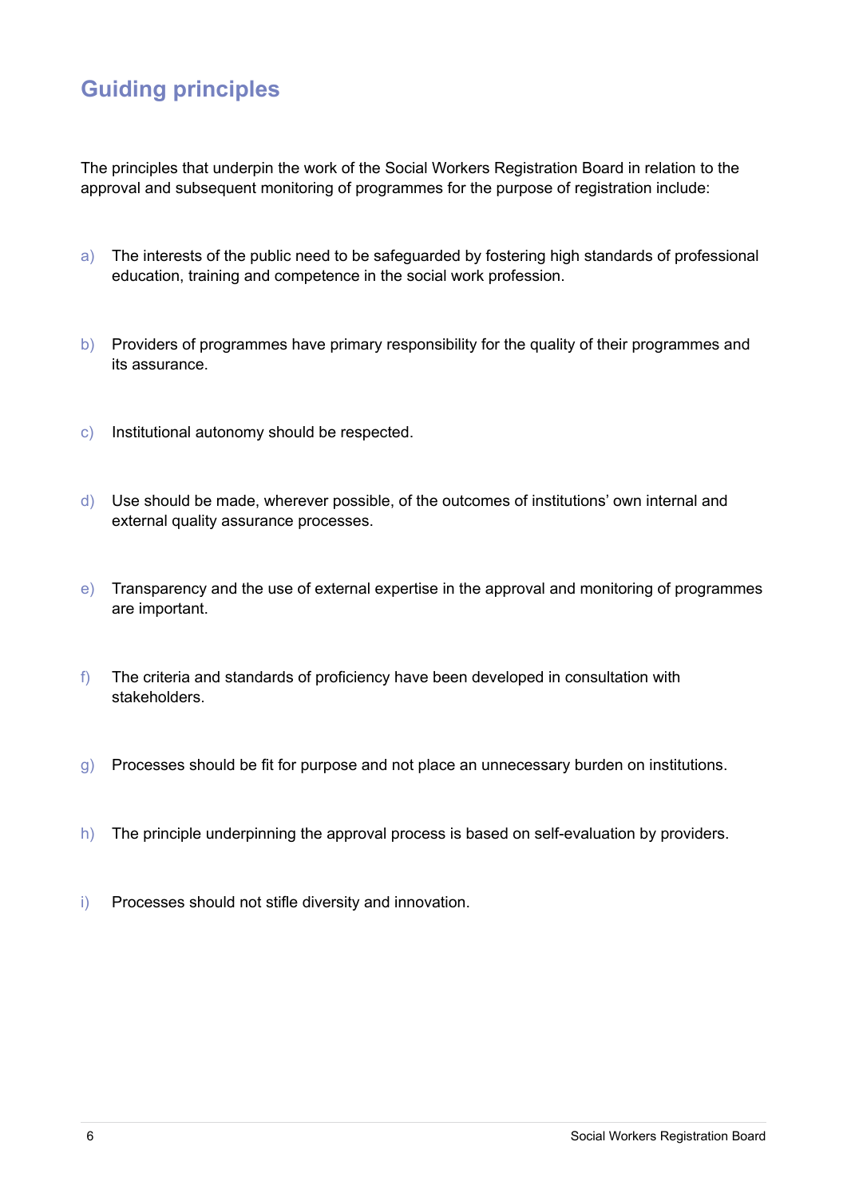## Guiding principles

The principles that underpin the work of the Social Workers Registration Board in relation to the approval and subsequent monitoring of programmes for the purpose of registration include:

a) The interests of the public need to be safeguarded by fostering high standards of professional education, training and competence in the social work profession.

b) Providers of programmes have primary responsibility for the quality of their programmes and its assurance.

c) Institutional autonomy should be respected.

d) Use should be made, wherever possible, of the outcomes of institutions' own internal and external quality assurance processes.

e) Transparency and the use of external expertise in the approval and monitoring of programmes are important.

f) The criteria and standards of proficiency have been developed in consultation with stakeholders.

g) Processes should be fit for purpose and not place an unnecessary burden on institutions.

h) The principle underpinning the approval process is based on self-evaluation by providers.

i) Processes should not stifle diversity and innovation.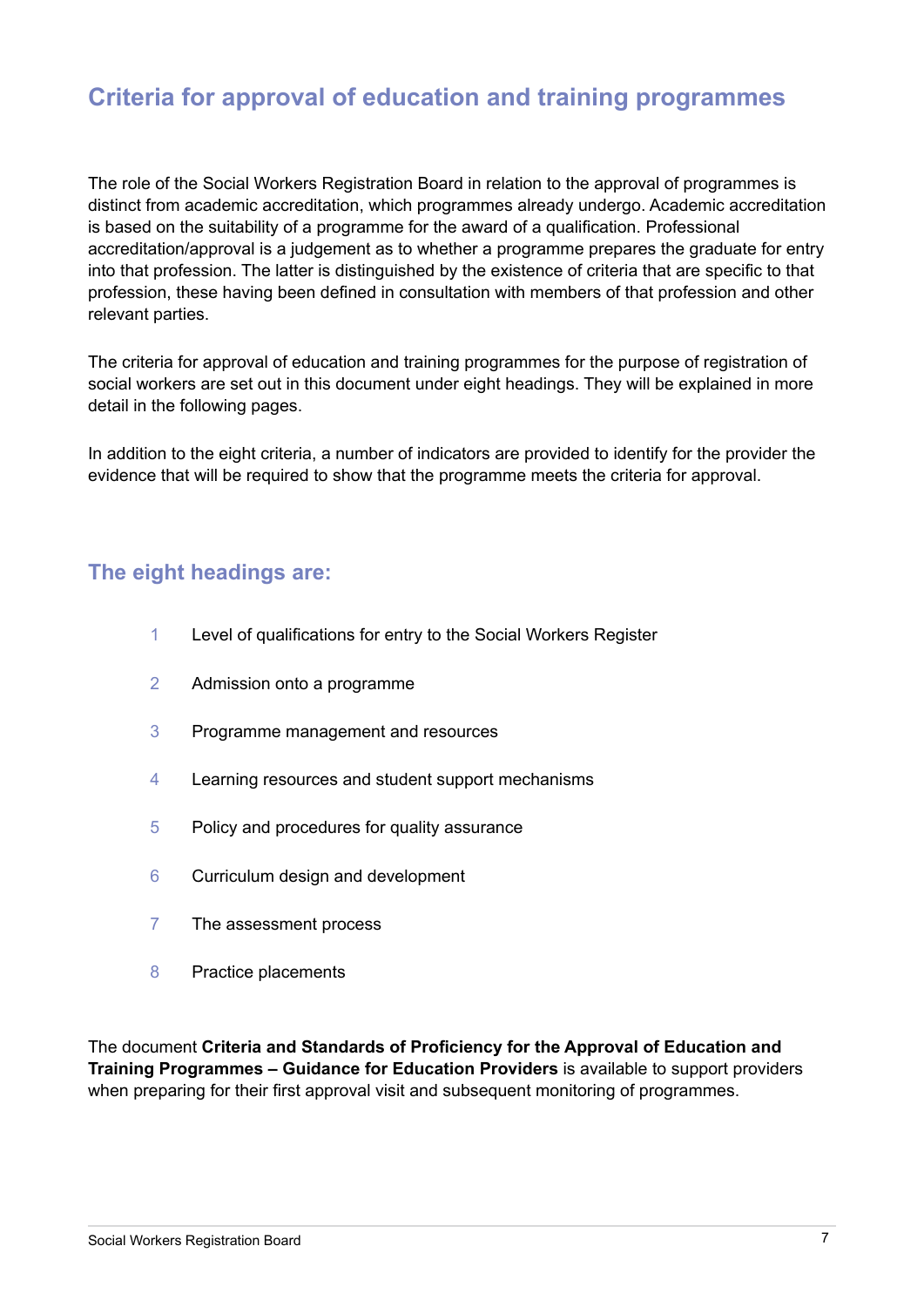## Criteria for approval of education and training programmes

The role of the Social Workers Registration Board in relation to the approval of programmes is distinct from academic accreditation, which programmes already undergo. Academic accreditation is based on the suitability of a programme for the award of a qualification. Professional accreditation/approval is a judgement as to whether a programme prepares the graduate for entry into that profession. The latter is distinguished by the existence of criteria that are specific to that profession, these having been defined in consultation with members of that profession and other relevant parties.

The criteria for approval of education and training programmes for the purpose of registration of social workers are set out in this document under eight headings. They will be explained in more detail in the following pages.

In addition to the eight criteria, a number of indicators are provided to identify for the provider the evidence that will be required to show that the programme meets the criteria for approval.

### The eight headings are:

1. Level of qualifications for entry to the Social Workers Register
2. Admission onto a programme
3. Programme management and resources
4. Learning resources and student support mechanisms
5. Policy and procedures for quality assurance
6. Curriculum design and development
7. The assessment process
8. Practice placements

The document **Criteria and Standards of Proficiency for the Approval of Education and Training Programmes – Guidance for Education Providers** is available to support providers when preparing for their first approval visit and subsequent monitoring of programmes.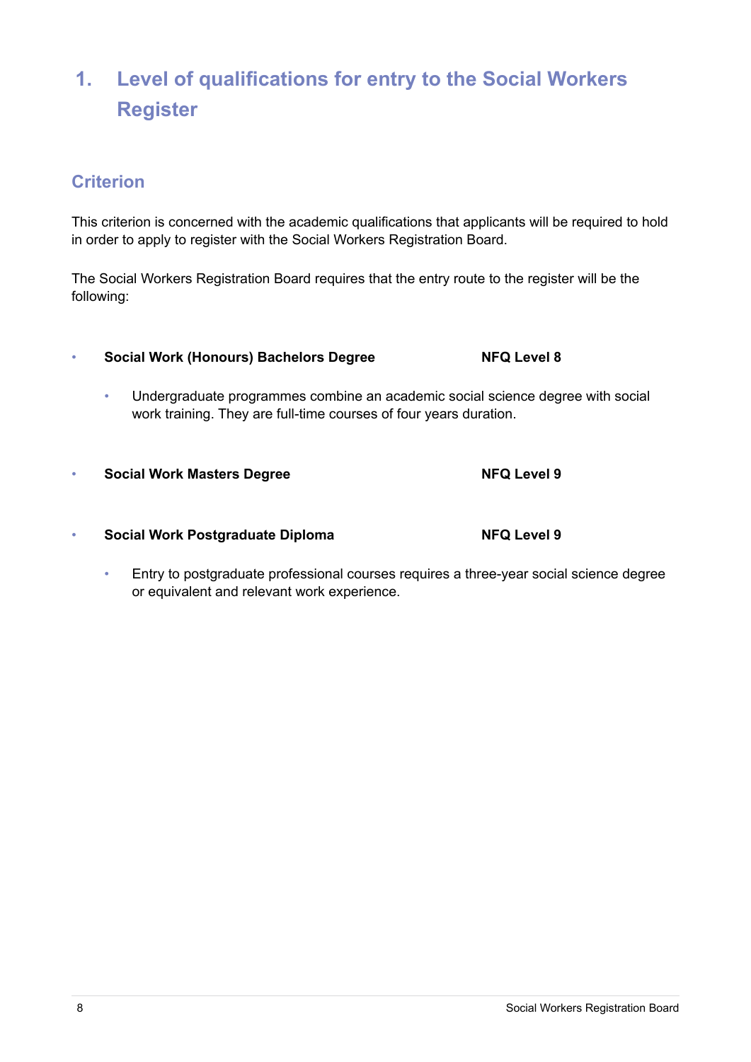# 1. Level of qualifications for entry to the Social Workers Register

## Criterion

This criterion is concerned with the academic qualifications that applicants will be required to hold in order to apply to register with the Social Workers Registration Board.

The Social Workers Registration Board requires that the entry route to the register will be the following:

- **Social Work (Honours) Bachelors Degree** **NFQ Level 8**
    - Undergraduate programmes combine an academic social science degree with social work training. They are full-time courses of four years duration.

- **Social Work Masters Degree** **NFQ Level 9**

- **Social Work Postgraduate Diploma** **NFQ Level 9**
    - Entry to postgraduate professional courses requires a three-year social science degree or equivalent and relevant work experience.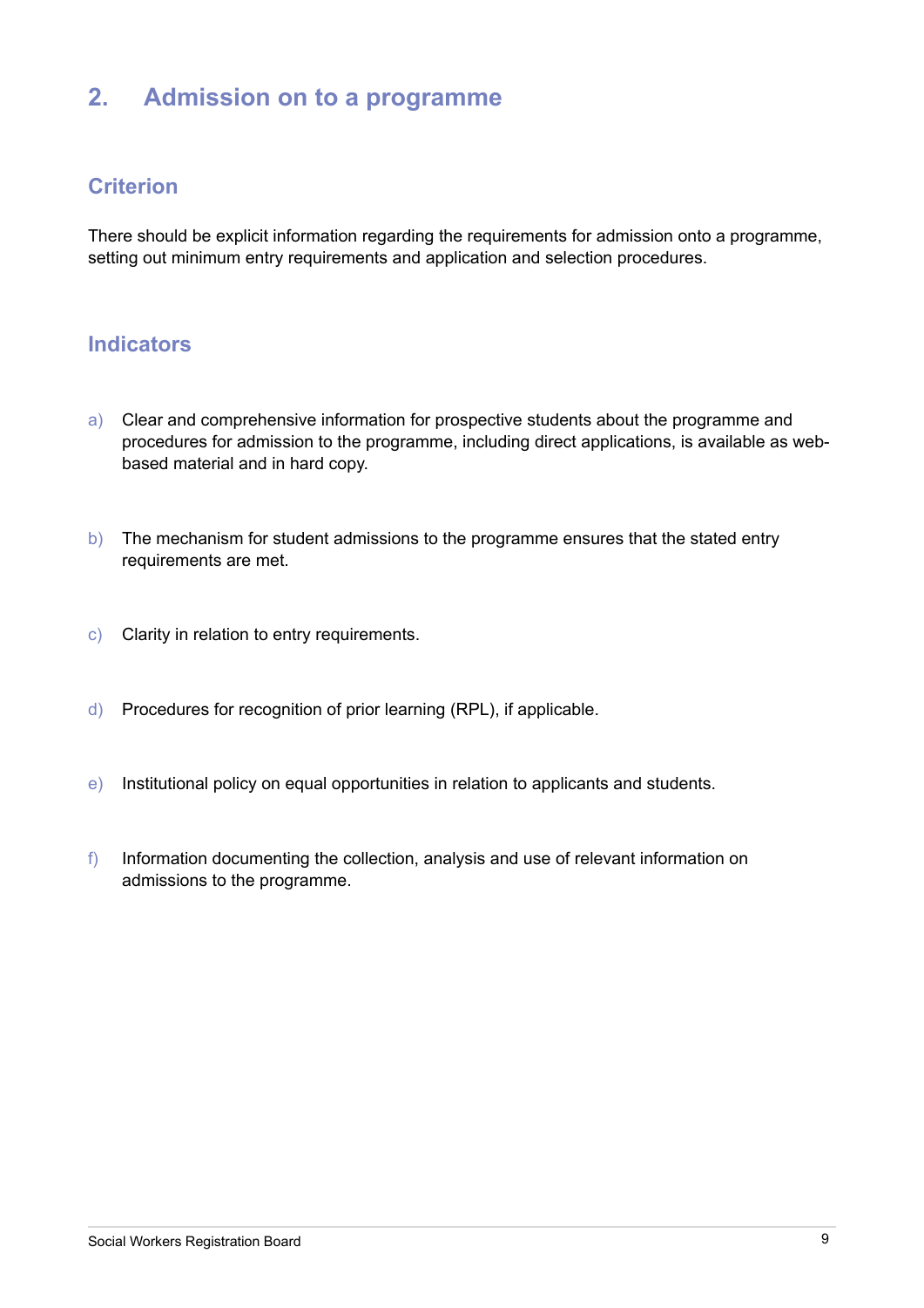## 2. Admission on to a programme

### Criterion

There should be explicit information regarding the requirements for admission onto a programme, setting out minimum entry requirements and application and selection procedures.

### Indicators

a) Clear and comprehensive information for prospective students about the programme and procedures for admission to the programme, including direct applications, is available as web-based material and in hard copy.

b) The mechanism for student admissions to the programme ensures that the stated entry requirements are met.

c) Clarity in relation to entry requirements.

d) Procedures for recognition of prior learning (RPL), if applicable.

e) Institutional policy on equal opportunities in relation to applicants and students.

f) Information documenting the collection, analysis and use of relevant information on admissions to the programme.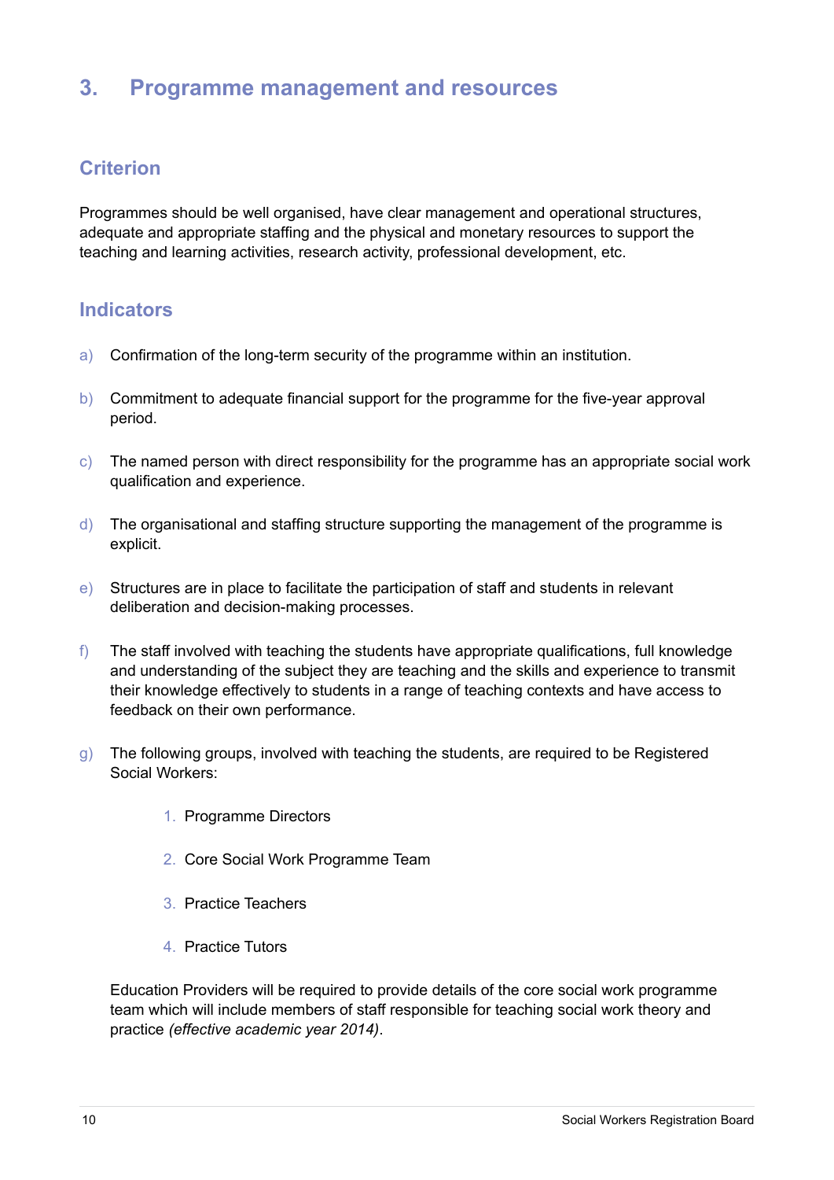# 3. Programme management and resources

## Criterion

Programmes should be well organised, have clear management and operational structures, adequate and appropriate staffing and the physical and monetary resources to support the teaching and learning activities, research activity, professional development, etc.

## Indicators

a) Confirmation of the long-term security of the programme within an institution.

b) Commitment to adequate financial support for the programme for the five-year approval period.

c) The named person with direct responsibility for the programme has an appropriate social work qualification and experience.

d) The organisational and staffing structure supporting the management of the programme is explicit.

e) Structures are in place to facilitate the participation of staff and students in relevant deliberation and decision-making processes.

f) The staff involved with teaching the students have appropriate qualifications, full knowledge and understanding of the subject they are teaching and the skills and experience to transmit their knowledge effectively to students in a range of teaching contexts and have access to feedback on their own performance.

g) The following groups, involved with teaching the students, are required to be Registered Social Workers:

   1. Programme Directors
   2. Core Social Work Programme Team
   3. Practice Teachers
   4. Practice Tutors

   Education Providers will be required to provide details of the core social work programme team which will include members of staff responsible for teaching social work theory and practice *(effective academic year 2014)*.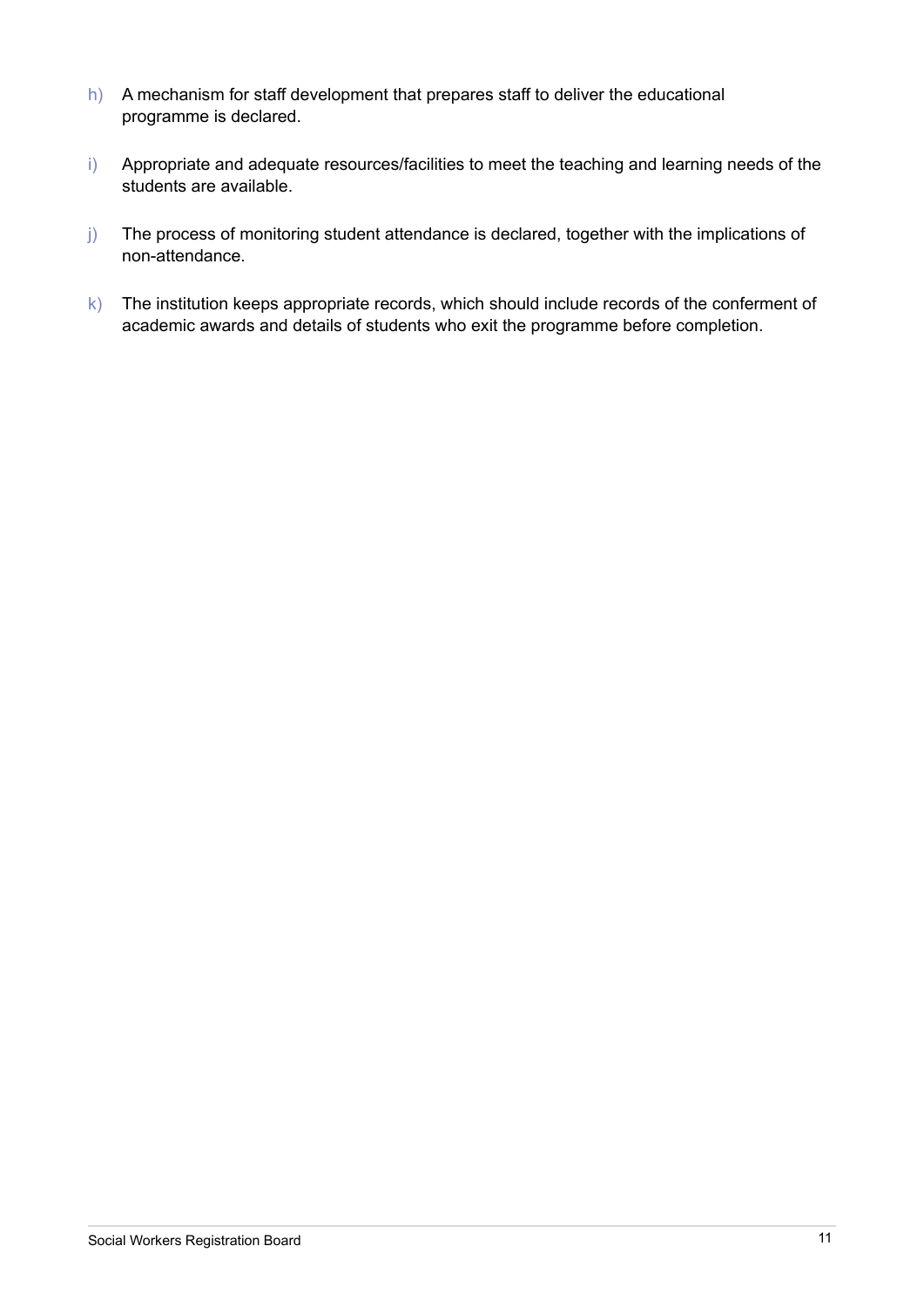h) A mechanism for staff development that prepares staff to deliver the educational programme is declared.

i) Appropriate and adequate resources/facilities to meet the teaching and learning needs of the students are available.

j) The process of monitoring student attendance is declared, together with the implications of non-attendance.

k) The institution keeps appropriate records, which should include records of the conferment of academic awards and details of students who exit the programme before completion.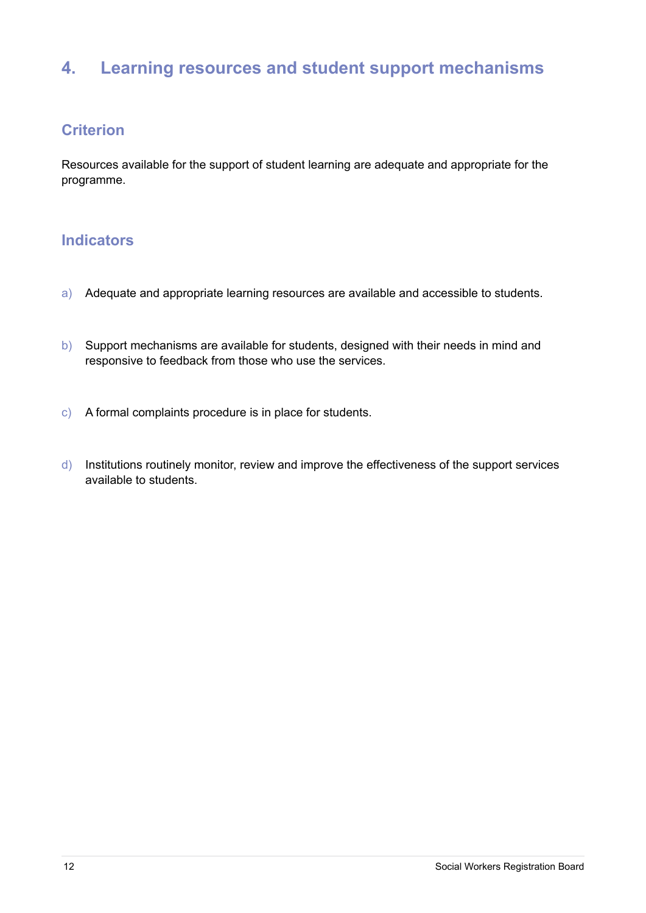## 4. Learning resources and student support mechanisms

### Criterion

Resources available for the support of student learning are adequate and appropriate for the programme.

### Indicators

a) Adequate and appropriate learning resources are available and accessible to students.

b) Support mechanisms are available for students, designed with their needs in mind and responsive to feedback from those who use the services.

c) A formal complaints procedure is in place for students.

d) Institutions routinely monitor, review and improve the effectiveness of the support services available to students.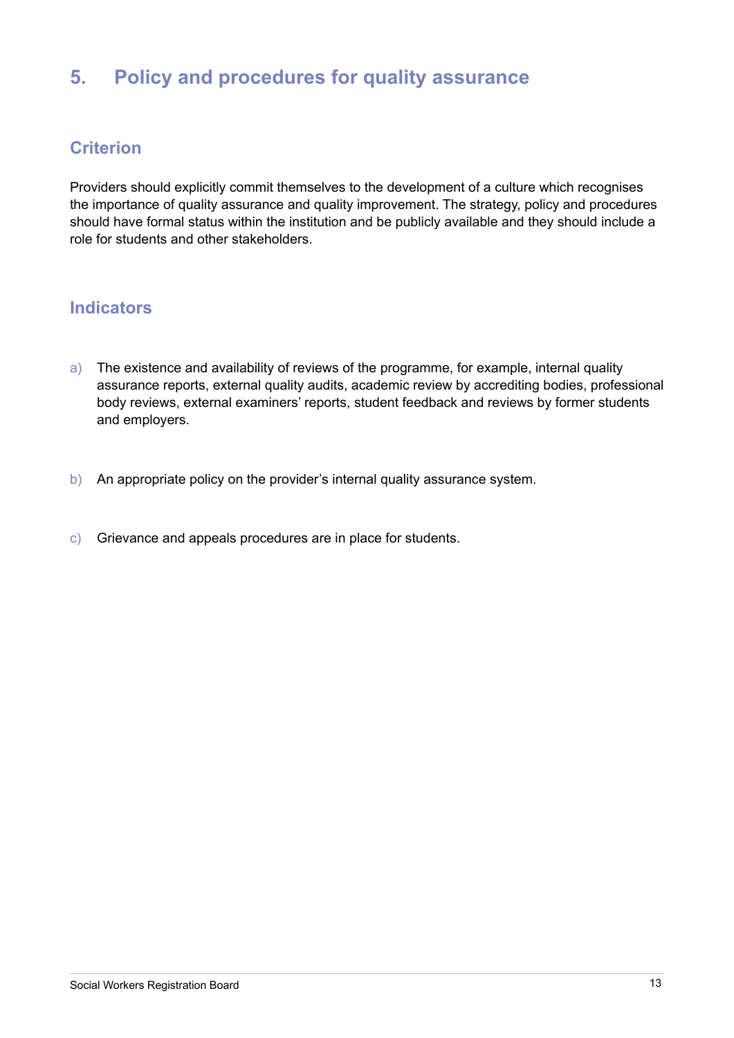## 5. Policy and procedures for quality assurance

### Criterion

Providers should explicitly commit themselves to the development of a culture which recognises the importance of quality assurance and quality improvement. The strategy, policy and procedures should have formal status within the institution and be publicly available and they should include a role for students and other stakeholders.

### Indicators

a) The existence and availability of reviews of the programme, for example, internal quality assurance reports, external quality audits, academic review by accrediting bodies, professional body reviews, external examiners' reports, student feedback and reviews by former students and employers.

b) An appropriate policy on the provider's internal quality assurance system.

c) Grievance and appeals procedures are in place for students.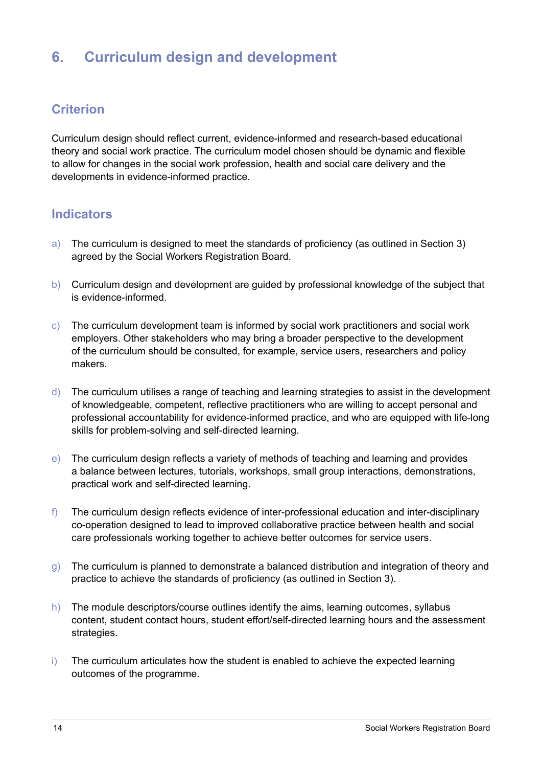# 6. Curriculum design and development

## Criterion

Curriculum design should reflect current, evidence-informed and research-based educational theory and social work practice. The curriculum model chosen should be dynamic and flexible to allow for changes in the social work profession, health and social care delivery and the developments in evidence-informed practice.

## Indicators

a) The curriculum is designed to meet the standards of proficiency (as outlined in Section 3) agreed by the Social Workers Registration Board.

b) Curriculum design and development are guided by professional knowledge of the subject that is evidence-informed.

c) The curriculum development team is informed by social work practitioners and social work employers. Other stakeholders who may bring a broader perspective to the development of the curriculum should be consulted, for example, service users, researchers and policy makers.

d) The curriculum utilises a range of teaching and learning strategies to assist in the development of knowledgeable, competent, reflective practitioners who are willing to accept personal and professional accountability for evidence-informed practice, and who are equipped with life-long skills for problem-solving and self-directed learning.

e) The curriculum design reflects a variety of methods of teaching and learning and provides a balance between lectures, tutorials, workshops, small group interactions, demonstrations, practical work and self-directed learning.

f) The curriculum design reflects evidence of inter-professional education and inter-disciplinary co-operation designed to lead to improved collaborative practice between health and social care professionals working together to achieve better outcomes for service users.

g) The curriculum is planned to demonstrate a balanced distribution and integration of theory and practice to achieve the standards of proficiency (as outlined in Section 3).

h) The module descriptors/course outlines identify the aims, learning outcomes, syllabus content, student contact hours, student effort/self-directed learning hours and the assessment strategies.

i) The curriculum articulates how the student is enabled to achieve the expected learning outcomes of the programme.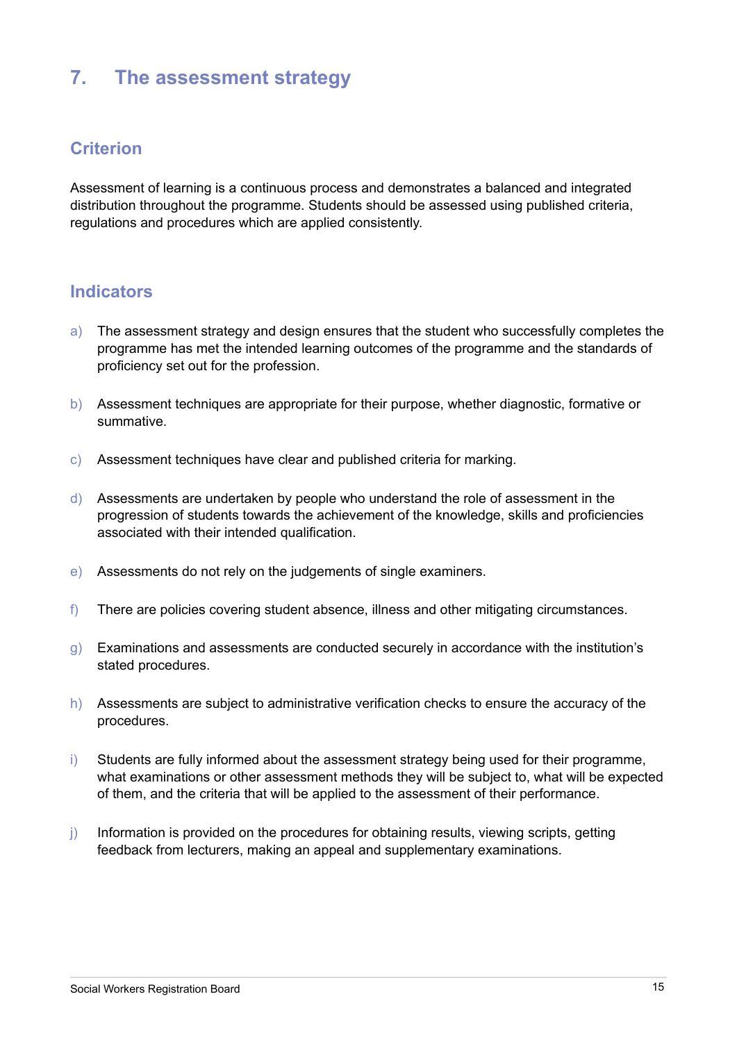## 7. The assessment strategy

### Criterion

Assessment of learning is a continuous process and demonstrates a balanced and integrated distribution throughout the programme. Students should be assessed using published criteria, regulations and procedures which are applied consistently.

### Indicators

a) The assessment strategy and design ensures that the student who successfully completes the programme has met the intended learning outcomes of the programme and the standards of proficiency set out for the profession.

b) Assessment techniques are appropriate for their purpose, whether diagnostic, formative or summative.

c) Assessment techniques have clear and published criteria for marking.

d) Assessments are undertaken by people who understand the role of assessment in the progression of students towards the achievement of the knowledge, skills and proficiencies associated with their intended qualification.

e) Assessments do not rely on the judgements of single examiners.

f) There are policies covering student absence, illness and other mitigating circumstances.

g) Examinations and assessments are conducted securely in accordance with the institution's stated procedures.

h) Assessments are subject to administrative verification checks to ensure the accuracy of the procedures.

i) Students are fully informed about the assessment strategy being used for their programme, what examinations or other assessment methods they will be subject to, what will be expected of them, and the criteria that will be applied to the assessment of their performance.

j) Information is provided on the procedures for obtaining results, viewing scripts, getting feedback from lecturers, making an appeal and supplementary examinations.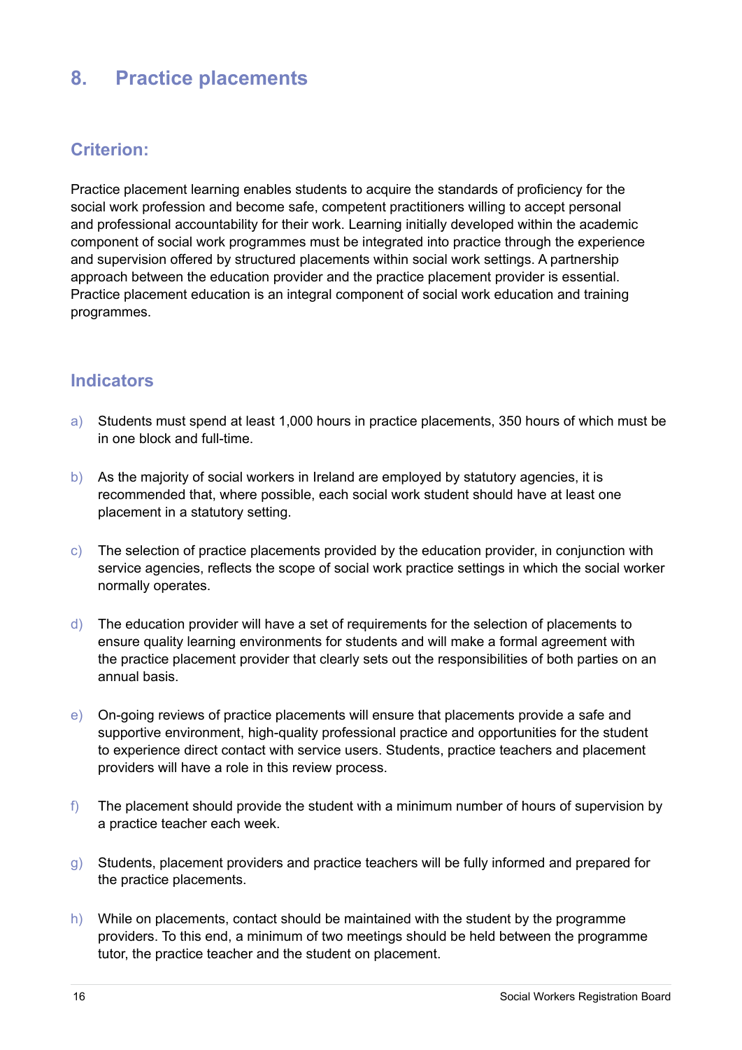# 8. Practice placements

## Criterion:

Practice placement learning enables students to acquire the standards of proficiency for the social work profession and become safe, competent practitioners willing to accept personal and professional accountability for their work. Learning initially developed within the academic component of social work programmes must be integrated into practice through the experience and supervision offered by structured placements within social work settings. A partnership approach between the education provider and the practice placement provider is essential. Practice placement education is an integral component of social work education and training programmes.

## Indicators

a) Students must spend at least 1,000 hours in practice placements, 350 hours of which must be in one block and full-time.

b) As the majority of social workers in Ireland are employed by statutory agencies, it is recommended that, where possible, each social work student should have at least one placement in a statutory setting.

c) The selection of practice placements provided by the education provider, in conjunction with service agencies, reflects the scope of social work practice settings in which the social worker normally operates.

d) The education provider will have a set of requirements for the selection of placements to ensure quality learning environments for students and will make a formal agreement with the practice placement provider that clearly sets out the responsibilities of both parties on an annual basis.

e) On-going reviews of practice placements will ensure that placements provide a safe and supportive environment, high-quality professional practice and opportunities for the student to experience direct contact with service users. Students, practice teachers and placement providers will have a role in this review process.

f) The placement should provide the student with a minimum number of hours of supervision by a practice teacher each week.

g) Students, placement providers and practice teachers will be fully informed and prepared for the practice placements.

h) While on placements, contact should be maintained with the student by the programme providers. To this end, a minimum of two meetings should be held between the programme tutor, the practice teacher and the student on placement.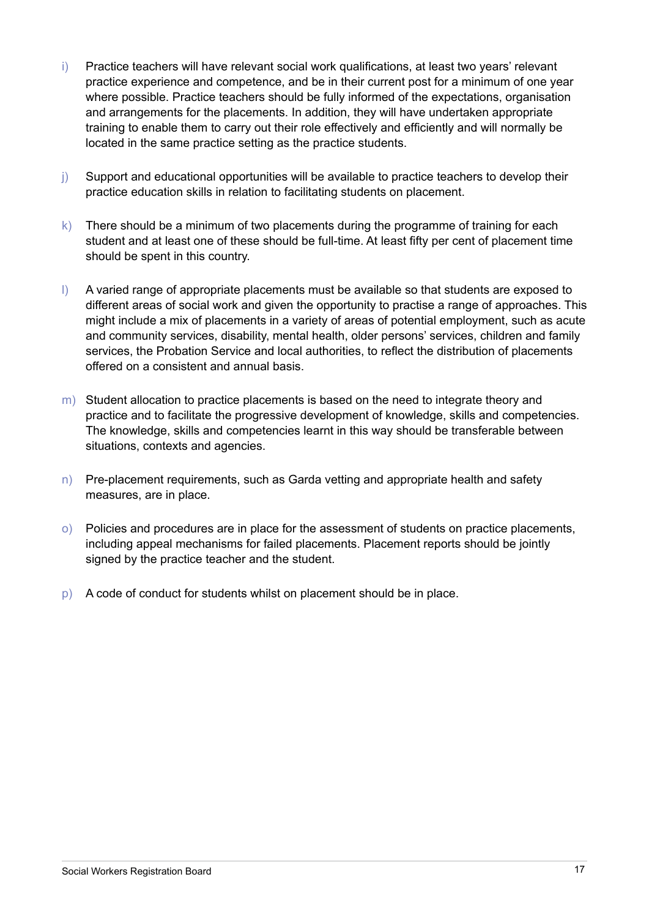i) Practice teachers will have relevant social work qualifications, at least two years' relevant practice experience and competence, and be in their current post for a minimum of one year where possible. Practice teachers should be fully informed of the expectations, organisation and arrangements for the placements. In addition, they will have undertaken appropriate training to enable them to carry out their role effectively and efficiently and will normally be located in the same practice setting as the practice students.

j) Support and educational opportunities will be available to practice teachers to develop their practice education skills in relation to facilitating students on placement.

k) There should be a minimum of two placements during the programme of training for each student and at least one of these should be full-time. At least fifty per cent of placement time should be spent in this country.

l) A varied range of appropriate placements must be available so that students are exposed to different areas of social work and given the opportunity to practise a range of approaches. This might include a mix of placements in a variety of areas of potential employment, such as acute and community services, disability, mental health, older persons' services, children and family services, the Probation Service and local authorities, to reflect the distribution of placements offered on a consistent and annual basis.

m) Student allocation to practice placements is based on the need to integrate theory and practice and to facilitate the progressive development of knowledge, skills and competencies. The knowledge, skills and competencies learnt in this way should be transferable between situations, contexts and agencies.

n) Pre-placement requirements, such as Garda vetting and appropriate health and safety measures, are in place.

o) Policies and procedures are in place for the assessment of students on practice placements, including appeal mechanisms for failed placements. Placement reports should be jointly signed by the practice teacher and the student.

p) A code of conduct for students whilst on placement should be in place.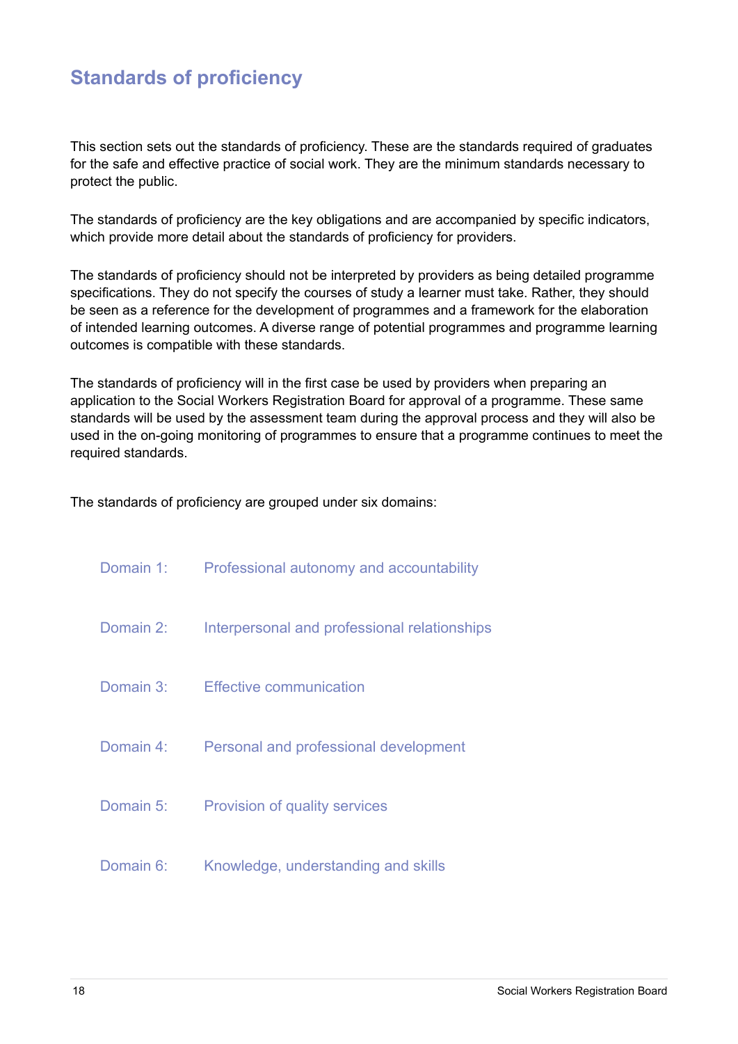## Standards of proficiency

This section sets out the standards of proficiency. These are the standards required of graduates for the safe and effective practice of social work. They are the minimum standards necessary to protect the public.

The standards of proficiency are the key obligations and are accompanied by specific indicators, which provide more detail about the standards of proficiency for providers.

The standards of proficiency should not be interpreted by providers as being detailed programme specifications. They do not specify the courses of study a learner must take. Rather, they should be seen as a reference for the development of programmes and a framework for the elaboration of intended learning outcomes. A diverse range of potential programmes and programme learning outcomes is compatible with these standards.

The standards of proficiency will in the first case be used by providers when preparing an application to the Social Workers Registration Board for approval of a programme. These same standards will be used by the assessment team during the approval process and they will also be used in the on-going monitoring of programmes to ensure that a programme continues to meet the required standards.

The standards of proficiency are grouped under six domains:

Domain 1: Professional autonomy and accountability

Domain 2: Interpersonal and professional relationships

Domain 3: Effective communication

Domain 4: Personal and professional development

Domain 5: Provision of quality services

Domain 6: Knowledge, understanding and skills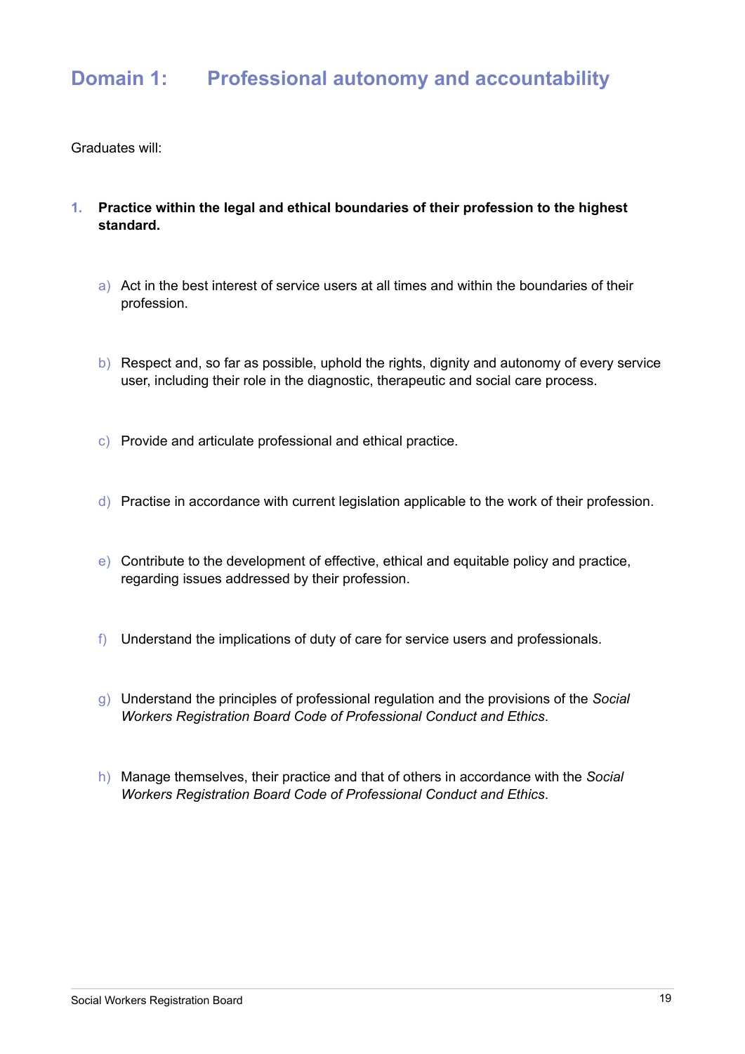## Domain 1: Professional autonomy and accountability

Graduates will:

1. **Practice within the legal and ethical boundaries of their profession to the highest standard.**

   a) Act in the best interest of service users at all times and within the boundaries of their profession.

   b) Respect and, so far as possible, uphold the rights, dignity and autonomy of every service user, including their role in the diagnostic, therapeutic and social care process.

   c) Provide and articulate professional and ethical practice.

   d) Practise in accordance with current legislation applicable to the work of their profession.

   e) Contribute to the development of effective, ethical and equitable policy and practice, regarding issues addressed by their profession.

   f) Understand the implications of duty of care for service users and professionals.

   g) Understand the principles of professional regulation and the provisions of the *Social Workers Registration Board Code of Professional Conduct and Ethics*.

   h) Manage themselves, their practice and that of others in accordance with the *Social Workers Registration Board Code of Professional Conduct and Ethics*.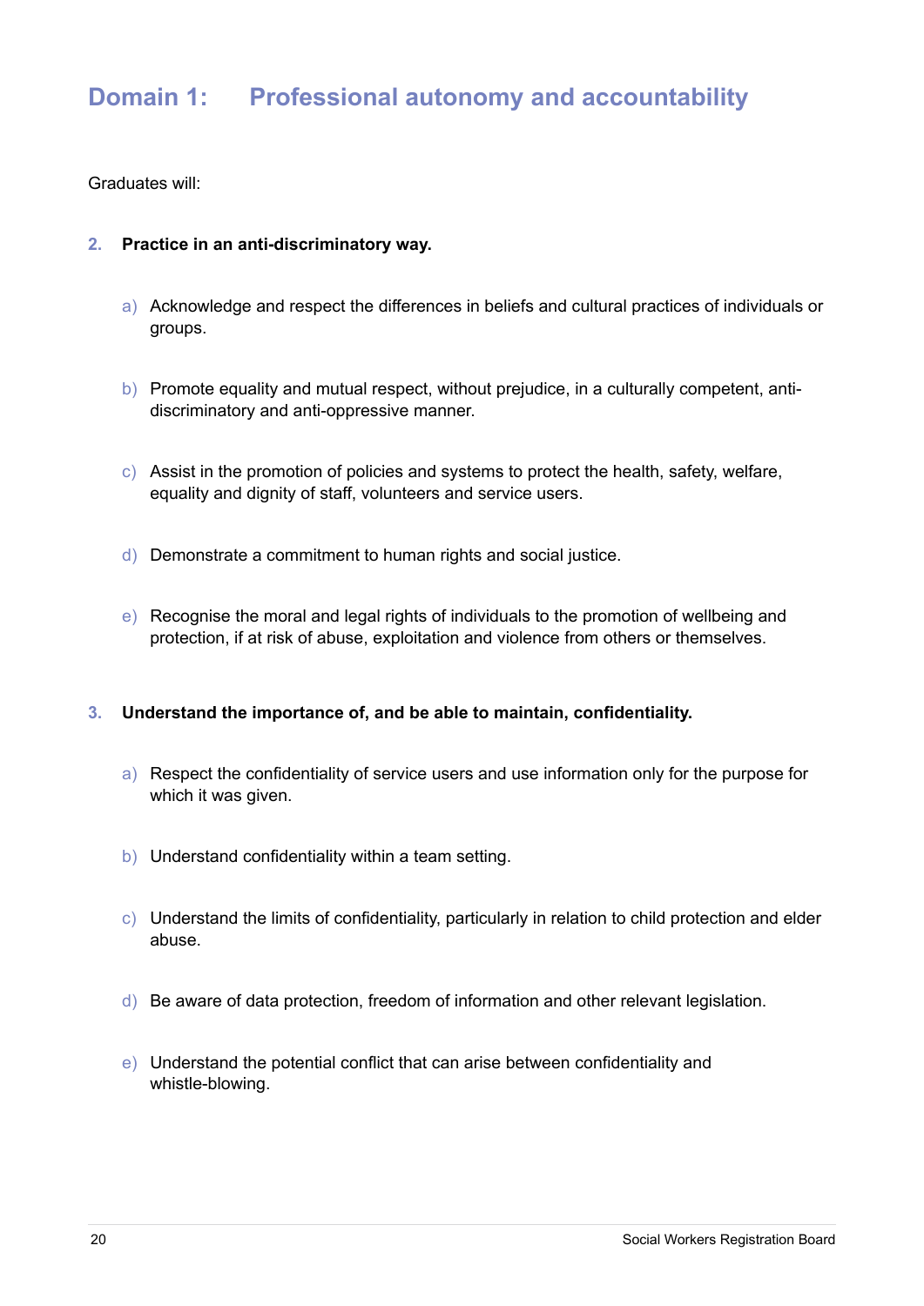## Domain 1: Professional autonomy and accountability

Graduates will:

2. **Practice in an anti-discriminatory way.**

   a) Acknowledge and respect the differences in beliefs and cultural practices of individuals or groups.

   b) Promote equality and mutual respect, without prejudice, in a culturally competent, anti-discriminatory and anti-oppressive manner.

   c) Assist in the promotion of policies and systems to protect the health, safety, welfare, equality and dignity of staff, volunteers and service users.

   d) Demonstrate a commitment to human rights and social justice.

   e) Recognise the moral and legal rights of individuals to the promotion of wellbeing and protection, if at risk of abuse, exploitation and violence from others or themselves.

3. **Understand the importance of, and be able to maintain, confidentiality.**

   a) Respect the confidentiality of service users and use information only for the purpose for which it was given.

   b) Understand confidentiality within a team setting.

   c) Understand the limits of confidentiality, particularly in relation to child protection and elder abuse.

   d) Be aware of data protection, freedom of information and other relevant legislation.

   e) Understand the potential conflict that can arise between confidentiality and whistle-blowing.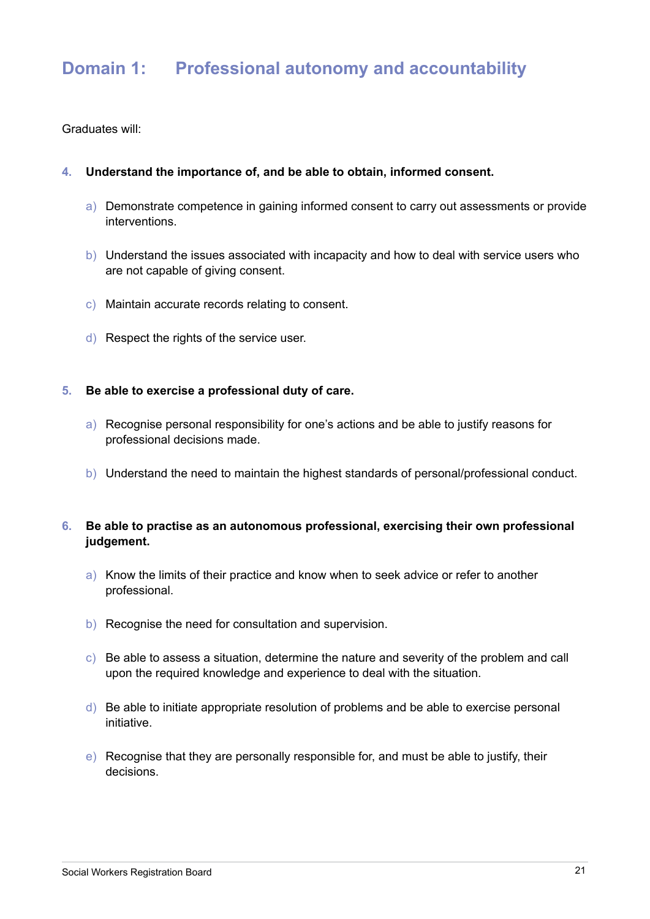## Domain 1: Professional autonomy and accountability

Graduates will:

4. **Understand the importance of, and be able to obtain, informed consent.**

    a) Demonstrate competence in gaining informed consent to carry out assessments or provide interventions.

    b) Understand the issues associated with incapacity and how to deal with service users who are not capable of giving consent.

    c) Maintain accurate records relating to consent.

    d) Respect the rights of the service user.

5. **Be able to exercise a professional duty of care.**

    a) Recognise personal responsibility for one's actions and be able to justify reasons for professional decisions made.

    b) Understand the need to maintain the highest standards of personal/professional conduct.

6. **Be able to practise as an autonomous professional, exercising their own professional judgement.**

    a) Know the limits of their practice and know when to seek advice or refer to another professional.

    b) Recognise the need for consultation and supervision.

    c) Be able to assess a situation, determine the nature and severity of the problem and call upon the required knowledge and experience to deal with the situation.

    d) Be able to initiate appropriate resolution of problems and be able to exercise personal initiative.

    e) Recognise that they are personally responsible for, and must be able to justify, their decisions.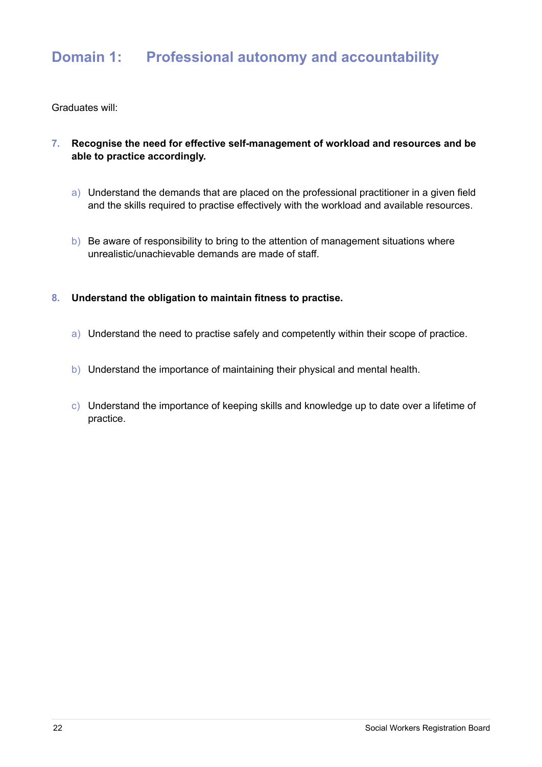## Domain 1: Professional autonomy and accountability

Graduates will:

7. **Recognise the need for effective self-management of workload and resources and be able to practice accordingly.**

   a) Understand the demands that are placed on the professional practitioner in a given field and the skills required to practise effectively with the workload and available resources.

   b) Be aware of responsibility to bring to the attention of management situations where unrealistic/unachievable demands are made of staff.

8. **Understand the obligation to maintain fitness to practise.**

   a) Understand the need to practise safely and competently within their scope of practice.

   b) Understand the importance of maintaining their physical and mental health.

   c) Understand the importance of keeping skills and knowledge up to date over a lifetime of practice.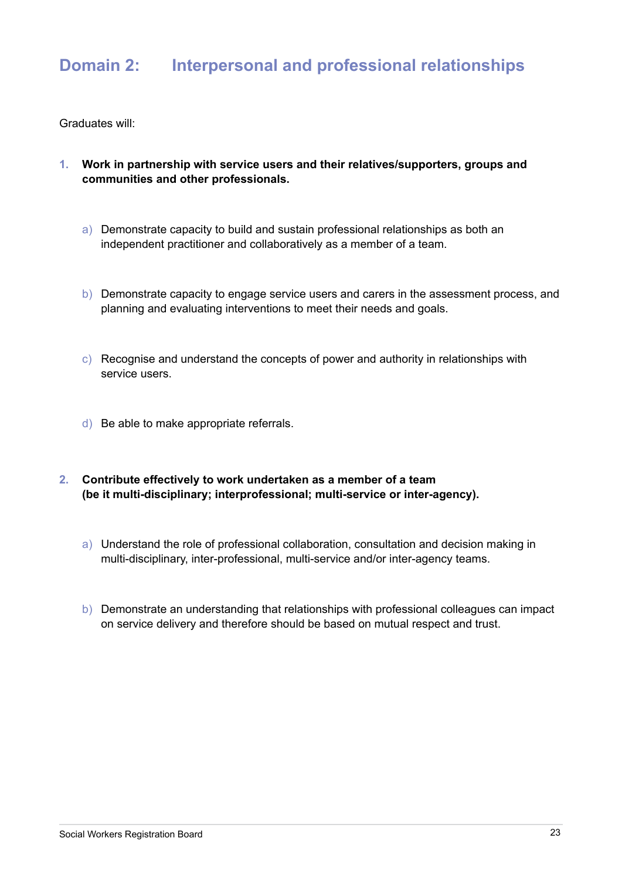## Domain 2: Interpersonal and professional relationships

Graduates will:

1. **Work in partnership with service users and their relatives/supporters, groups and communities and other professionals.**

   a) Demonstrate capacity to build and sustain professional relationships as both an independent practitioner and collaboratively as a member of a team.

   b) Demonstrate capacity to engage service users and carers in the assessment process, and planning and evaluating interventions to meet their needs and goals.

   c) Recognise and understand the concepts of power and authority in relationships with service users.

   d) Be able to make appropriate referrals.

2. **Contribute effectively to work undertaken as a member of a team (be it multi-disciplinary; interprofessional; multi-service or inter-agency).**

   a) Understand the role of professional collaboration, consultation and decision making in multi-disciplinary, inter-professional, multi-service and/or inter-agency teams.

   b) Demonstrate an understanding that relationships with professional colleagues can impact on service delivery and therefore should be based on mutual respect and trust.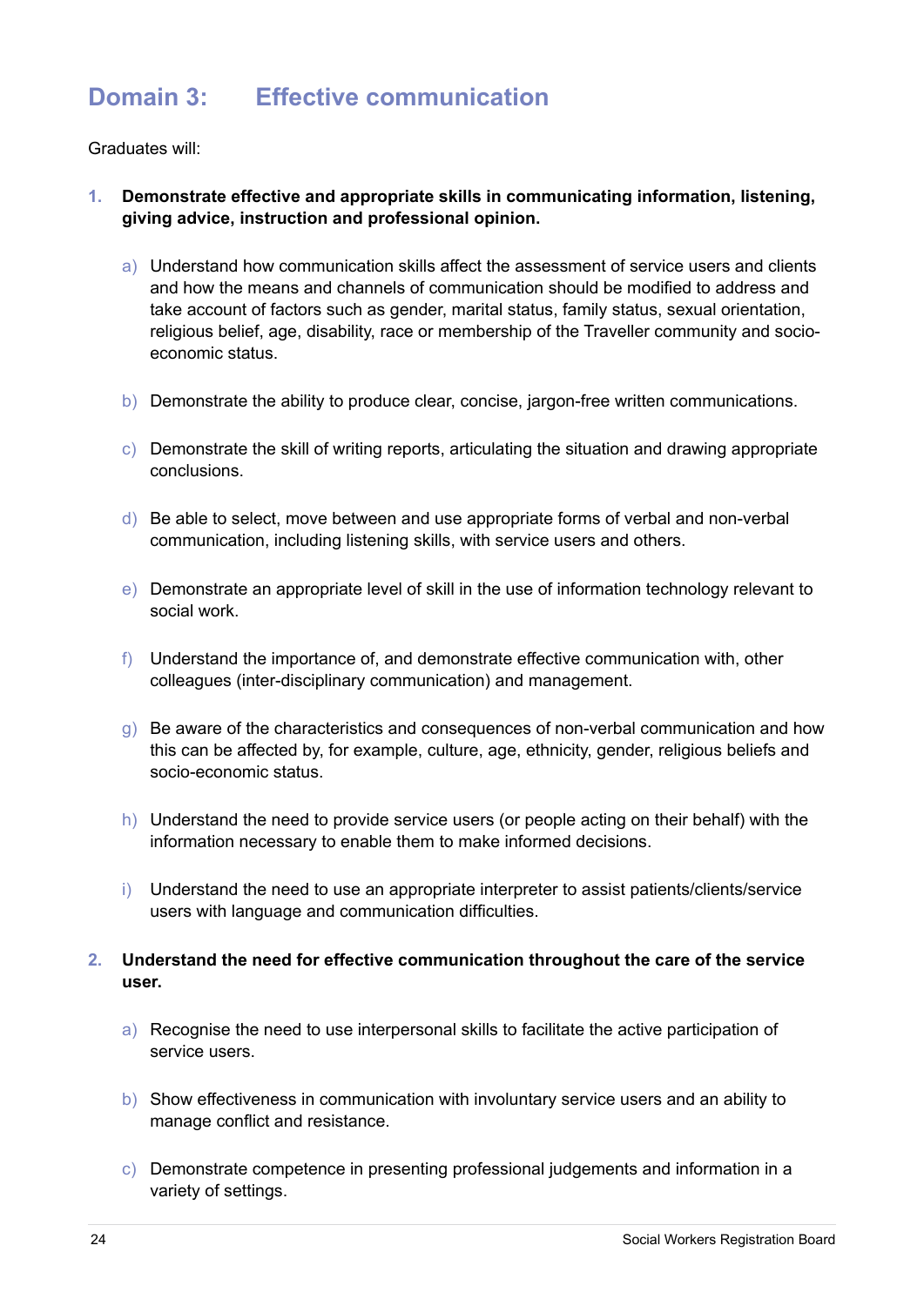## Domain 3: Effective communication

Graduates will:

1. **Demonstrate effective and appropriate skills in communicating information, listening, giving advice, instruction and professional opinion.**

    a) Understand how communication skills affect the assessment of service users and clients and how the means and channels of communication should be modified to address and take account of factors such as gender, marital status, family status, sexual orientation, religious belief, age, disability, race or membership of the Traveller community and socio-economic status.

    b) Demonstrate the ability to produce clear, concise, jargon-free written communications.

    c) Demonstrate the skill of writing reports, articulating the situation and drawing appropriate conclusions.

    d) Be able to select, move between and use appropriate forms of verbal and non-verbal communication, including listening skills, with service users and others.

    e) Demonstrate an appropriate level of skill in the use of information technology relevant to social work.

    f) Understand the importance of, and demonstrate effective communication with, other colleagues (inter-disciplinary communication) and management.

    g) Be aware of the characteristics and consequences of non-verbal communication and how this can be affected by, for example, culture, age, ethnicity, gender, religious beliefs and socio-economic status.

    h) Understand the need to provide service users (or people acting on their behalf) with the information necessary to enable them to make informed decisions.

    i) Understand the need to use an appropriate interpreter to assist patients/clients/service users with language and communication difficulties.

2. **Understand the need for effective communication throughout the care of the service user.**

    a) Recognise the need to use interpersonal skills to facilitate the active participation of service users.

    b) Show effectiveness in communication with involuntary service users and an ability to manage conflict and resistance.

    c) Demonstrate competence in presenting professional judgements and information in a variety of settings.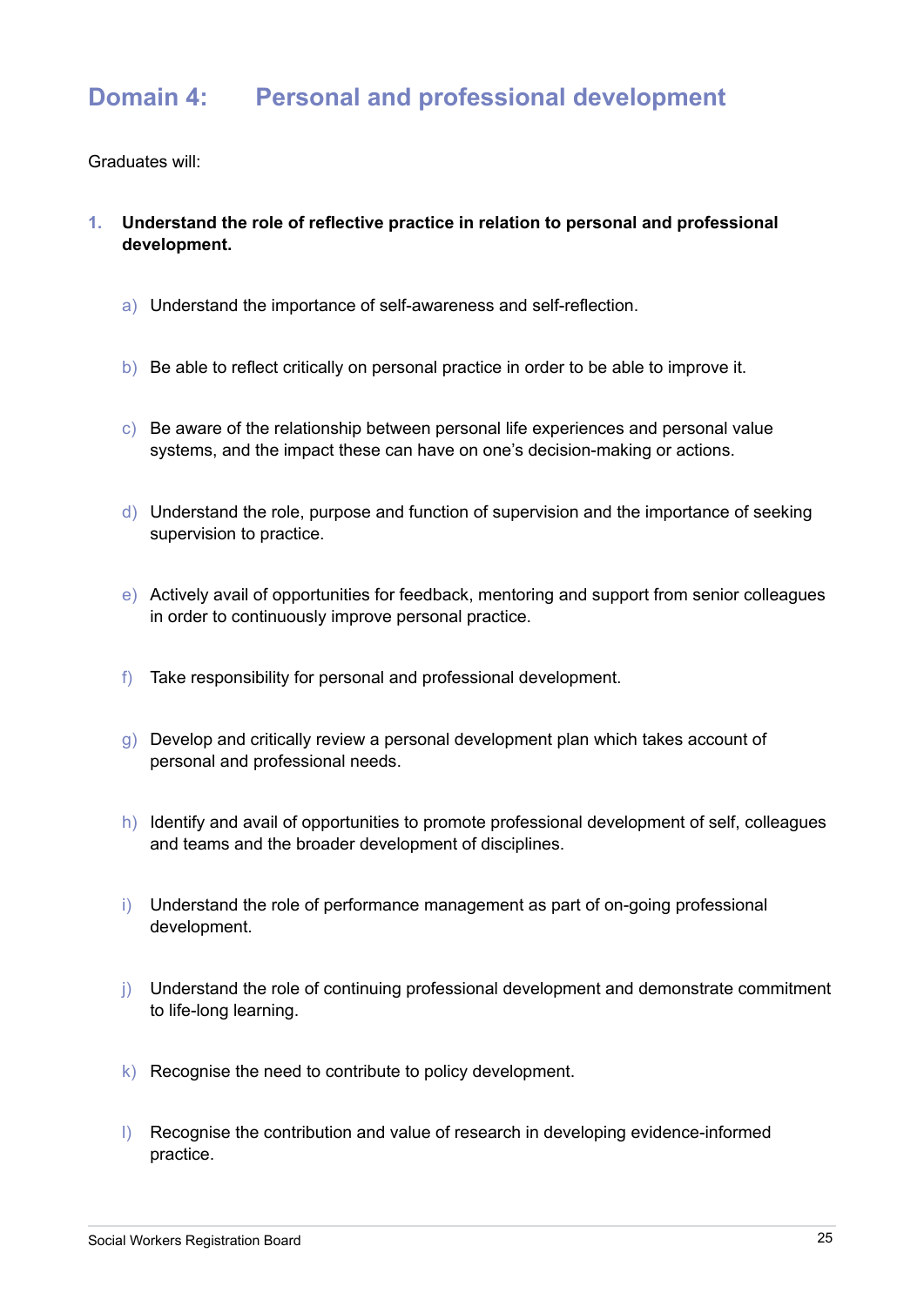## Domain 4: Personal and professional development

Graduates will:

1. **Understand the role of reflective practice in relation to personal and professional development.**

    a) Understand the importance of self-awareness and self-reflection.

    b) Be able to reflect critically on personal practice in order to be able to improve it.

    c) Be aware of the relationship between personal life experiences and personal value systems, and the impact these can have on one's decision-making or actions.

    d) Understand the role, purpose and function of supervision and the importance of seeking supervision to practice.

    e) Actively avail of opportunities for feedback, mentoring and support from senior colleagues in order to continuously improve personal practice.

    f) Take responsibility for personal and professional development.

    g) Develop and critically review a personal development plan which takes account of personal and professional needs.

    h) Identify and avail of opportunities to promote professional development of self, colleagues and teams and the broader development of disciplines.

    i) Understand the role of performance management as part of on-going professional development.

    j) Understand the role of continuing professional development and demonstrate commitment to life-long learning.

    k) Recognise the need to contribute to policy development.

    l) Recognise the contribution and value of research in developing evidence-informed practice.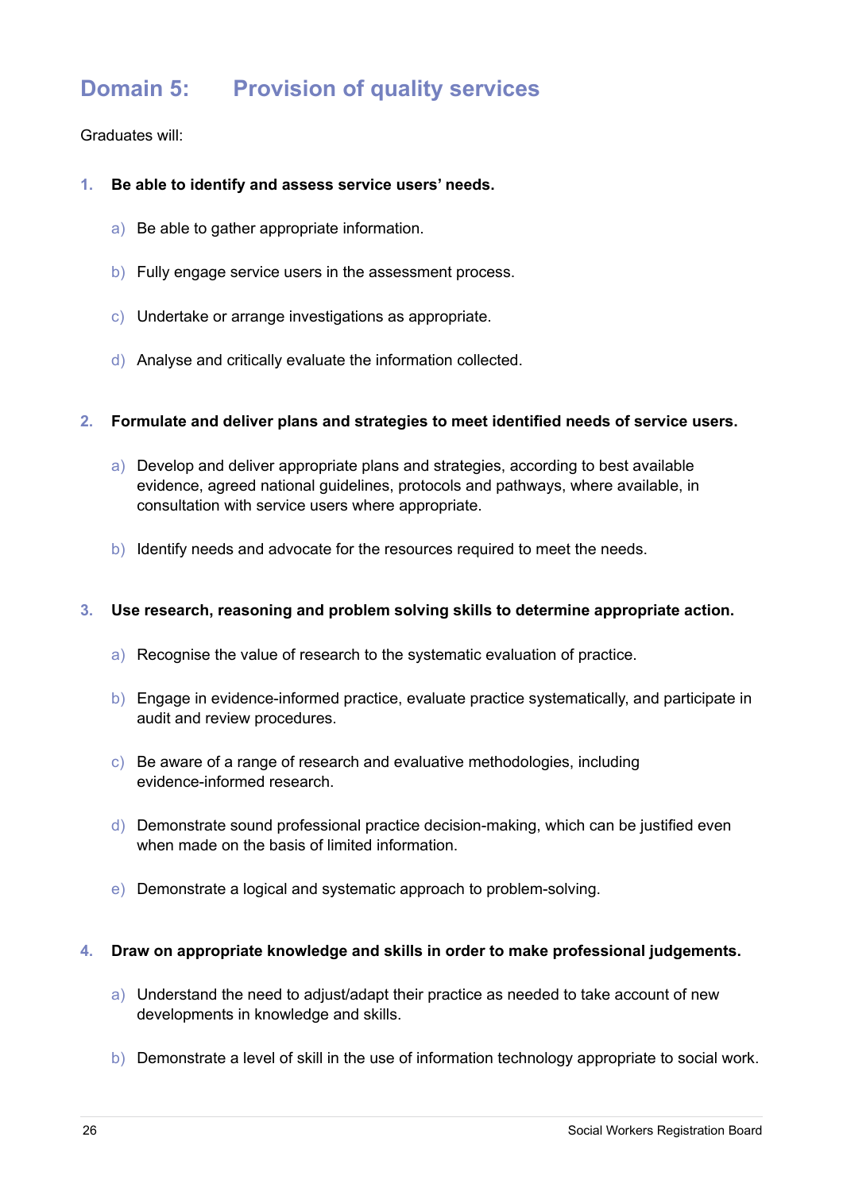## Domain 5: Provision of quality services

Graduates will:

1. **Be able to identify and assess service users' needs.**

    a) Be able to gather appropriate information.

    b) Fully engage service users in the assessment process.

    c) Undertake or arrange investigations as appropriate.

    d) Analyse and critically evaluate the information collected.

2. **Formulate and deliver plans and strategies to meet identified needs of service users.**

    a) Develop and deliver appropriate plans and strategies, according to best available evidence, agreed national guidelines, protocols and pathways, where available, in consultation with service users where appropriate.

    b) Identify needs and advocate for the resources required to meet the needs.

3. **Use research, reasoning and problem solving skills to determine appropriate action.**

    a) Recognise the value of research to the systematic evaluation of practice.

    b) Engage in evidence-informed practice, evaluate practice systematically, and participate in audit and review procedures.

    c) Be aware of a range of research and evaluative methodologies, including evidence-informed research.

    d) Demonstrate sound professional practice decision-making, which can be justified even when made on the basis of limited information.

    e) Demonstrate a logical and systematic approach to problem-solving.

4. **Draw on appropriate knowledge and skills in order to make professional judgements.**

    a) Understand the need to adjust/adapt their practice as needed to take account of new developments in knowledge and skills.

    b) Demonstrate a level of skill in the use of information technology appropriate to social work.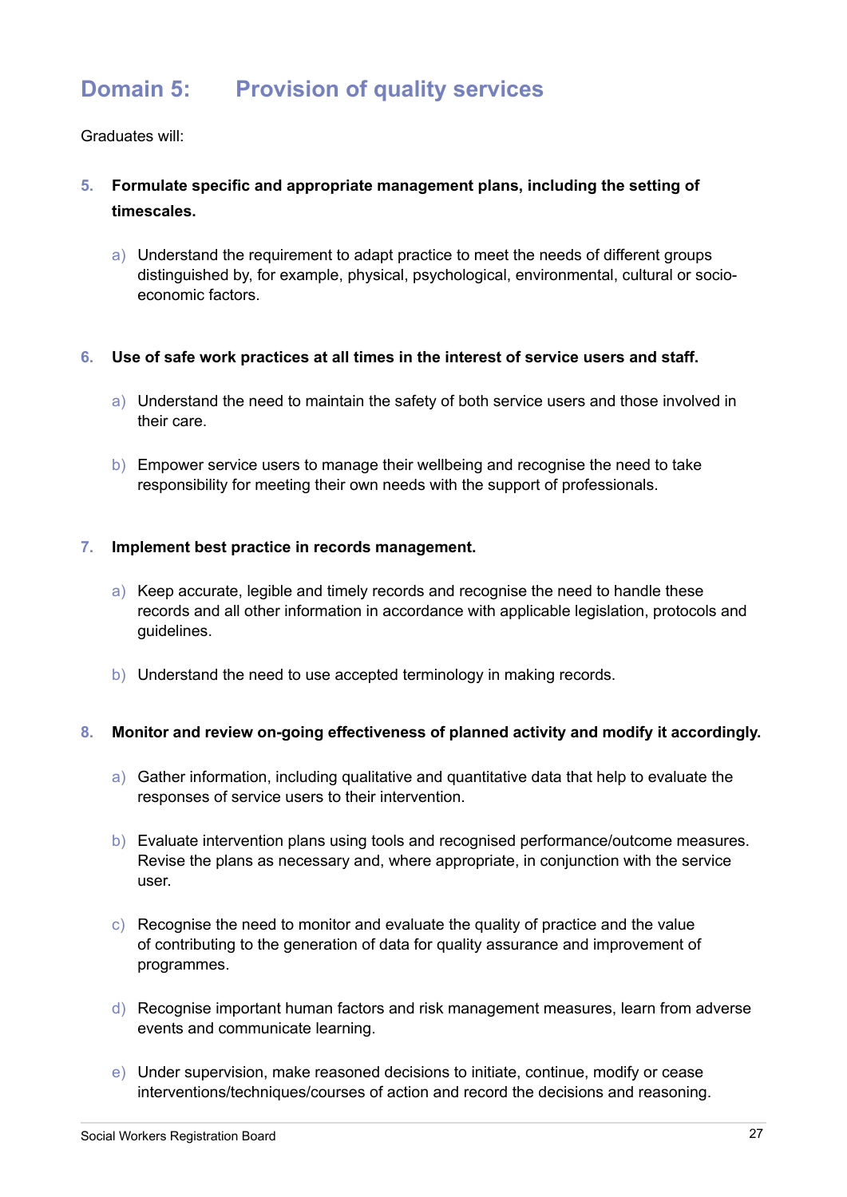## Domain 5: Provision of quality services

Graduates will:

5. **Formulate specific and appropriate management plans, including the setting of timescales.**

   a) Understand the requirement to adapt practice to meet the needs of different groups distinguished by, for example, physical, psychological, environmental, cultural or socio-economic factors.

6. **Use of safe work practices at all times in the interest of service users and staff.**

   a) Understand the need to maintain the safety of both service users and those involved in their care.

   b) Empower service users to manage their wellbeing and recognise the need to take responsibility for meeting their own needs with the support of professionals.

7. **Implement best practice in records management.**

   a) Keep accurate, legible and timely records and recognise the need to handle these records and all other information in accordance with applicable legislation, protocols and guidelines.

   b) Understand the need to use accepted terminology in making records.

8. **Monitor and review on-going effectiveness of planned activity and modify it accordingly.**

   a) Gather information, including qualitative and quantitative data that help to evaluate the responses of service users to their intervention.

   b) Evaluate intervention plans using tools and recognised performance/outcome measures. Revise the plans as necessary and, where appropriate, in conjunction with the service user.

   c) Recognise the need to monitor and evaluate the quality of practice and the value of contributing to the generation of data for quality assurance and improvement of programmes.

   d) Recognise important human factors and risk management measures, learn from adverse events and communicate learning.

   e) Under supervision, make reasoned decisions to initiate, continue, modify or cease interventions/techniques/courses of action and record the decisions and reasoning.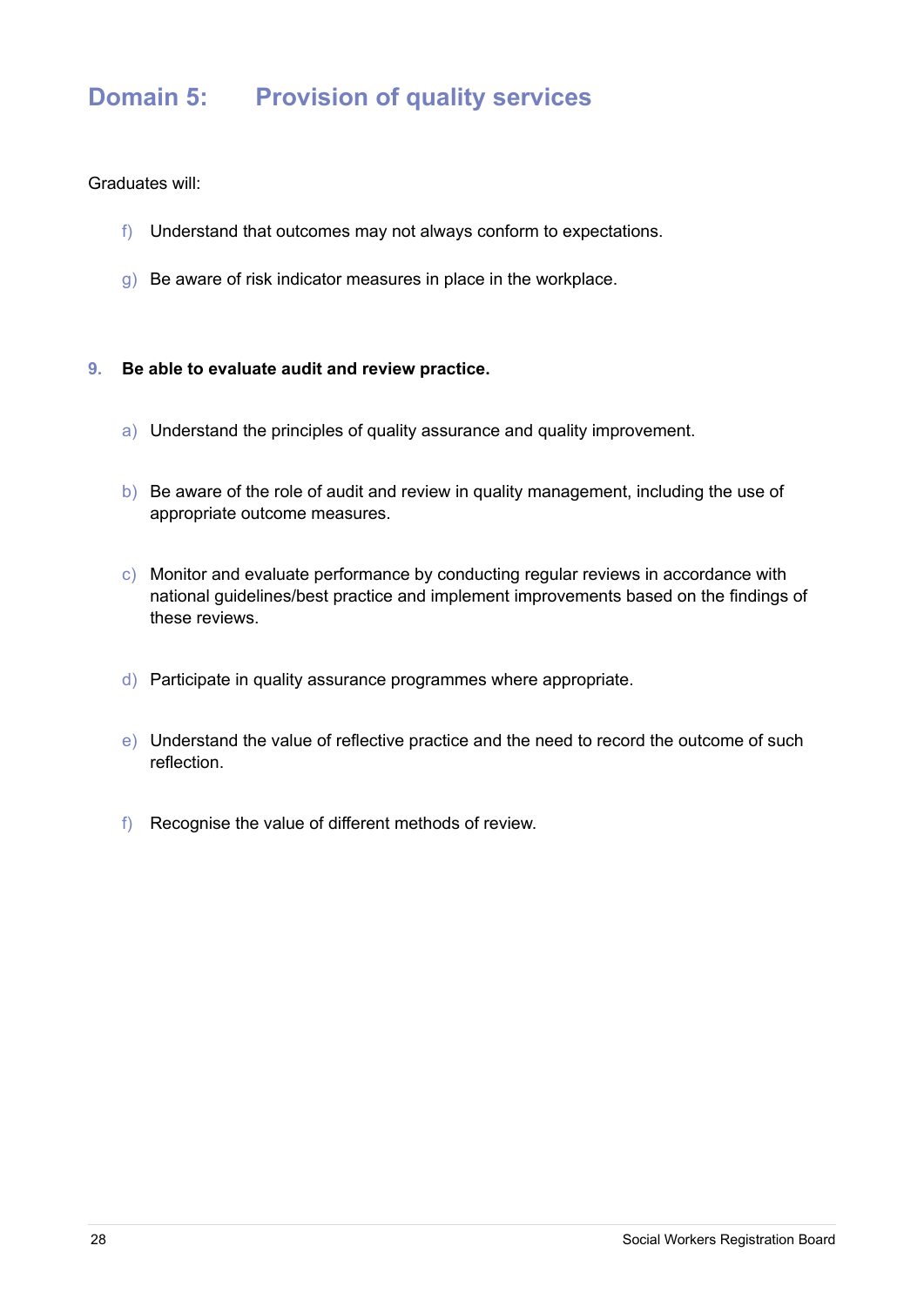## Domain 5: Provision of quality services

Graduates will:

f) Understand that outcomes may not always conform to expectations.

g) Be aware of risk indicator measures in place in the workplace.

**9. Be able to evaluate audit and review practice.**

a) Understand the principles of quality assurance and quality improvement.

b) Be aware of the role of audit and review in quality management, including the use of appropriate outcome measures.

c) Monitor and evaluate performance by conducting regular reviews in accordance with national guidelines/best practice and implement improvements based on the findings of these reviews.

d) Participate in quality assurance programmes where appropriate.

e) Understand the value of reflective practice and the need to record the outcome of such reflection.

f) Recognise the value of different methods of review.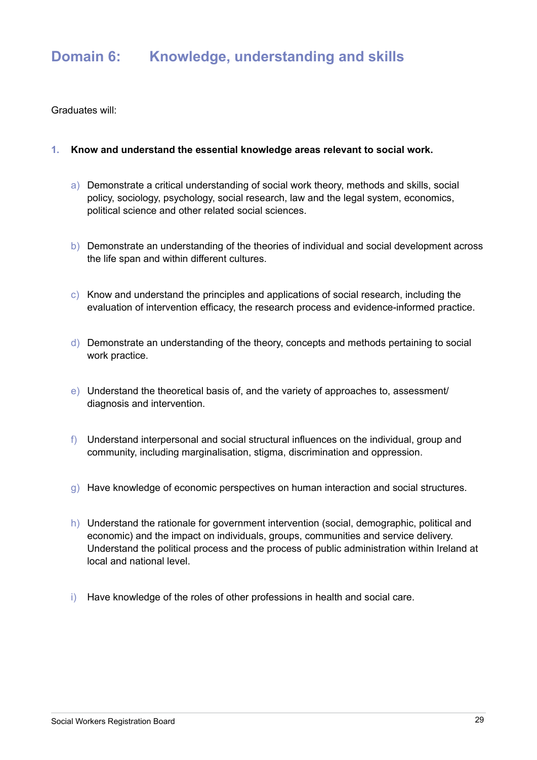# Domain 6: Knowledge, understanding and skills

Graduates will:

1. **Know and understand the essential knowledge areas relevant to social work.**

    a) Demonstrate a critical understanding of social work theory, methods and skills, social policy, sociology, psychology, social research, law and the legal system, economics, political science and other related social sciences.

    b) Demonstrate an understanding of the theories of individual and social development across the life span and within different cultures.

    c) Know and understand the principles and applications of social research, including the evaluation of intervention efficacy, the research process and evidence-informed practice.

    d) Demonstrate an understanding of the theory, concepts and methods pertaining to social work practice.

    e) Understand the theoretical basis of, and the variety of approaches to, assessment/ diagnosis and intervention.

    f) Understand interpersonal and social structural influences on the individual, group and community, including marginalisation, stigma, discrimination and oppression.

    g) Have knowledge of economic perspectives on human interaction and social structures.

    h) Understand the rationale for government intervention (social, demographic, political and economic) and the impact on individuals, groups, communities and service delivery. Understand the political process and the process of public administration within Ireland at local and national level.

    i) Have knowledge of the roles of other professions in health and social care.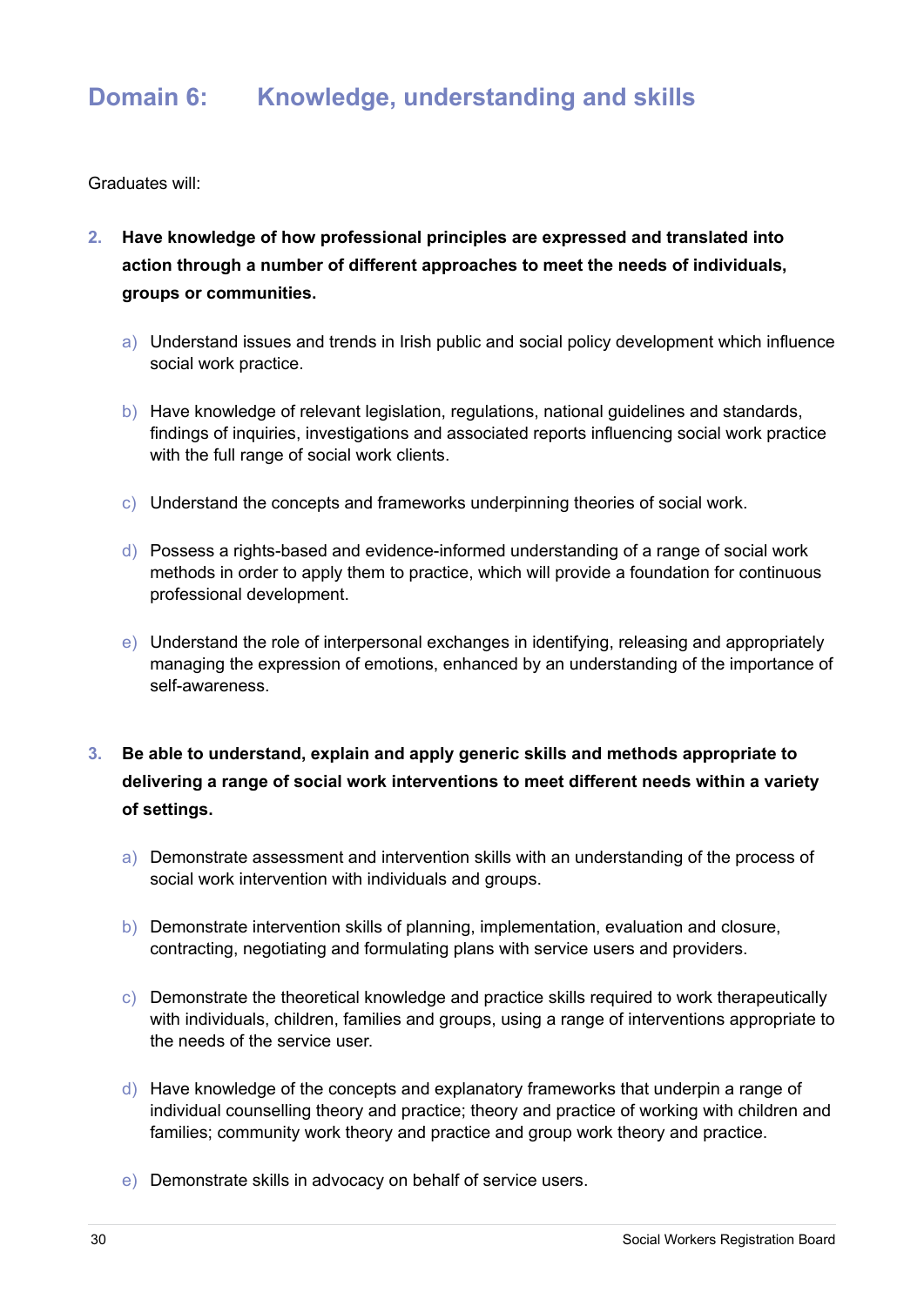## Domain 6: Knowledge, understanding and skills

Graduates will:

2. **Have knowledge of how professional principles are expressed and translated into action through a number of different approaches to meet the needs of individuals, groups or communities.**

    a) Understand issues and trends in Irish public and social policy development which influence social work practice.

    b) Have knowledge of relevant legislation, regulations, national guidelines and standards, findings of inquiries, investigations and associated reports influencing social work practice with the full range of social work clients.

    c) Understand the concepts and frameworks underpinning theories of social work.

    d) Possess a rights-based and evidence-informed understanding of a range of social work methods in order to apply them to practice, which will provide a foundation for continuous professional development.

    e) Understand the role of interpersonal exchanges in identifying, releasing and appropriately managing the expression of emotions, enhanced by an understanding of the importance of self-awareness.

3. **Be able to understand, explain and apply generic skills and methods appropriate to delivering a range of social work interventions to meet different needs within a variety of settings.**

    a) Demonstrate assessment and intervention skills with an understanding of the process of social work intervention with individuals and groups.

    b) Demonstrate intervention skills of planning, implementation, evaluation and closure, contracting, negotiating and formulating plans with service users and providers.

    c) Demonstrate the theoretical knowledge and practice skills required to work therapeutically with individuals, children, families and groups, using a range of interventions appropriate to the needs of the service user.

    d) Have knowledge of the concepts and explanatory frameworks that underpin a range of individual counselling theory and practice; theory and practice of working with children and families; community work theory and practice and group work theory and practice.

    e) Demonstrate skills in advocacy on behalf of service users.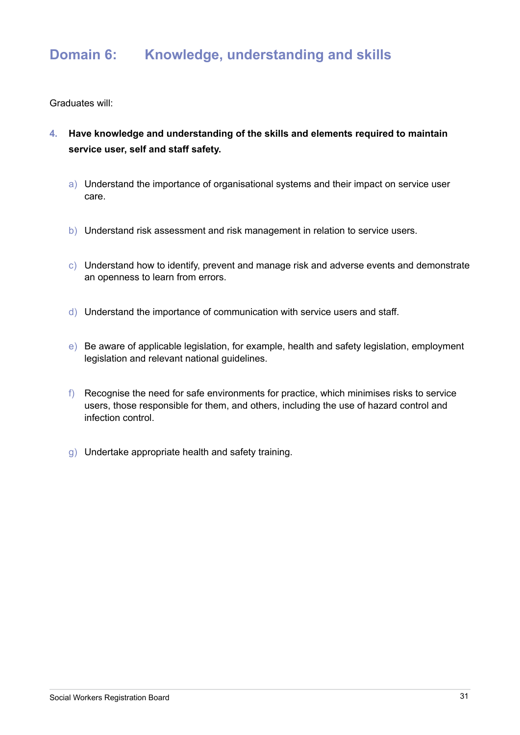# Domain 6: Knowledge, understanding and skills

Graduates will:

4. **Have knowledge and understanding of the skills and elements required to maintain service user, self and staff safety.**

   a) Understand the importance of organisational systems and their impact on service user care.

   b) Understand risk assessment and risk management in relation to service users.

   c) Understand how to identify, prevent and manage risk and adverse events and demonstrate an openness to learn from errors.

   d) Understand the importance of communication with service users and staff.

   e) Be aware of applicable legislation, for example, health and safety legislation, employment legislation and relevant national guidelines.

   f) Recognise the need for safe environments for practice, which minimises risks to service users, those responsible for them, and others, including the use of hazard control and infection control.

   g) Undertake appropriate health and safety training.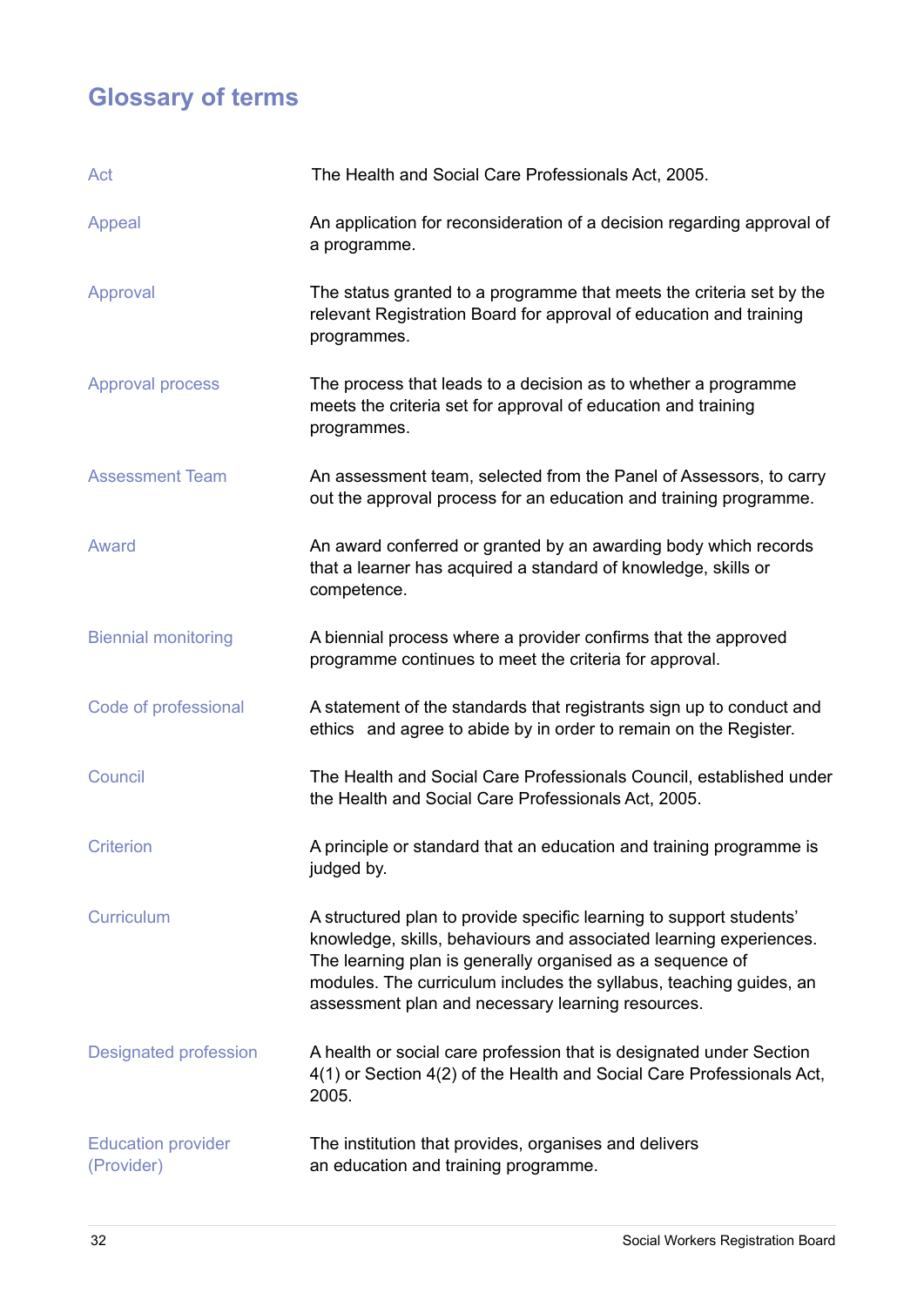## Glossary of terms

| | |
|---|---|
| Act | The Health and Social Care Professionals Act, 2005. |
| Appeal | An application for reconsideration of a decision regarding approval of a programme. |
| Approval | The status granted to a programme that meets the criteria set by the relevant Registration Board for approval of education and training programmes. |
| Approval process | The process that leads to a decision as to whether a programme meets the criteria set for approval of education and training programmes. |
| Assessment Team | An assessment team, selected from the Panel of Assessors, to carry out the approval process for an education and training programme. |
| Award | An award conferred or granted by an awarding body which records that a learner has acquired a standard of knowledge, skills or competence. |
| Biennial monitoring | A biennial process where a provider confirms that the approved programme continues to meet the criteria for approval. |
| Code of professional | A statement of the standards that registrants sign up to conduct and ethics and agree to abide by in order to remain on the Register. |
| Council | The Health and Social Care Professionals Council, established under the Health and Social Care Professionals Act, 2005. |
| Criterion | A principle or standard that an education and training programme is judged by. |
| Curriculum | A structured plan to provide specific learning to support students' knowledge, skills, behaviours and associated learning experiences. The learning plan is generally organised as a sequence of modules. The curriculum includes the syllabus, teaching guides, an assessment plan and necessary learning resources. |
| Designated profession | A health or social care profession that is designated under Section 4(1) or Section 4(2) of the Health and Social Care Professionals Act, 2005. |
| Education provider (Provider) | The institution that provides, organises and delivers an education and training programme. |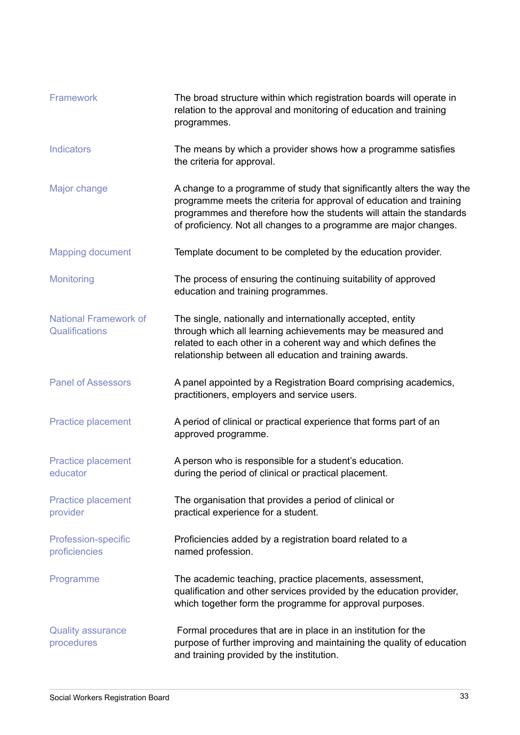| | |
|---|---|
| Framework | The broad structure within which registration boards will operate in relation to the approval and monitoring of education and training programmes. |
| Indicators | The means by which a provider shows how a programme satisfies the criteria for approval. |
| Major change | A change to a programme of study that significantly alters the way the programme meets the criteria for approval of education and training programmes and therefore how the students will attain the standards of proficiency. Not all changes to a programme are major changes. |
| Mapping document | Template document to be completed by the education provider. |
| Monitoring | The process of ensuring the continuing suitability of approved education and training programmes. |
| National Framework of Qualifications | The single, nationally and internationally accepted, entity through which all learning achievements may be measured and related to each other in a coherent way and which defines the relationship between all education and training awards. |
| Panel of Assessors | A panel appointed by a Registration Board comprising academics, practitioners, employers and service users. |
| Practice placement | A period of clinical or practical experience that forms part of an approved programme. |
| Practice placement educator | A person who is responsible for a student's education. during the period of clinical or practical placement. |
| Practice placement provider | The organisation that provides a period of clinical or practical experience for a student. |
| Profession-specific proficiencies | Proficiencies added by a registration board related to a named profession. |
| Programme | The academic teaching, practice placements, assessment, qualification and other services provided by the education provider, which together form the programme for approval purposes. |
| Quality assurance procedures | Formal procedures that are in place in an institution for the purpose of further improving and maintaining the quality of education and training provided by the institution. |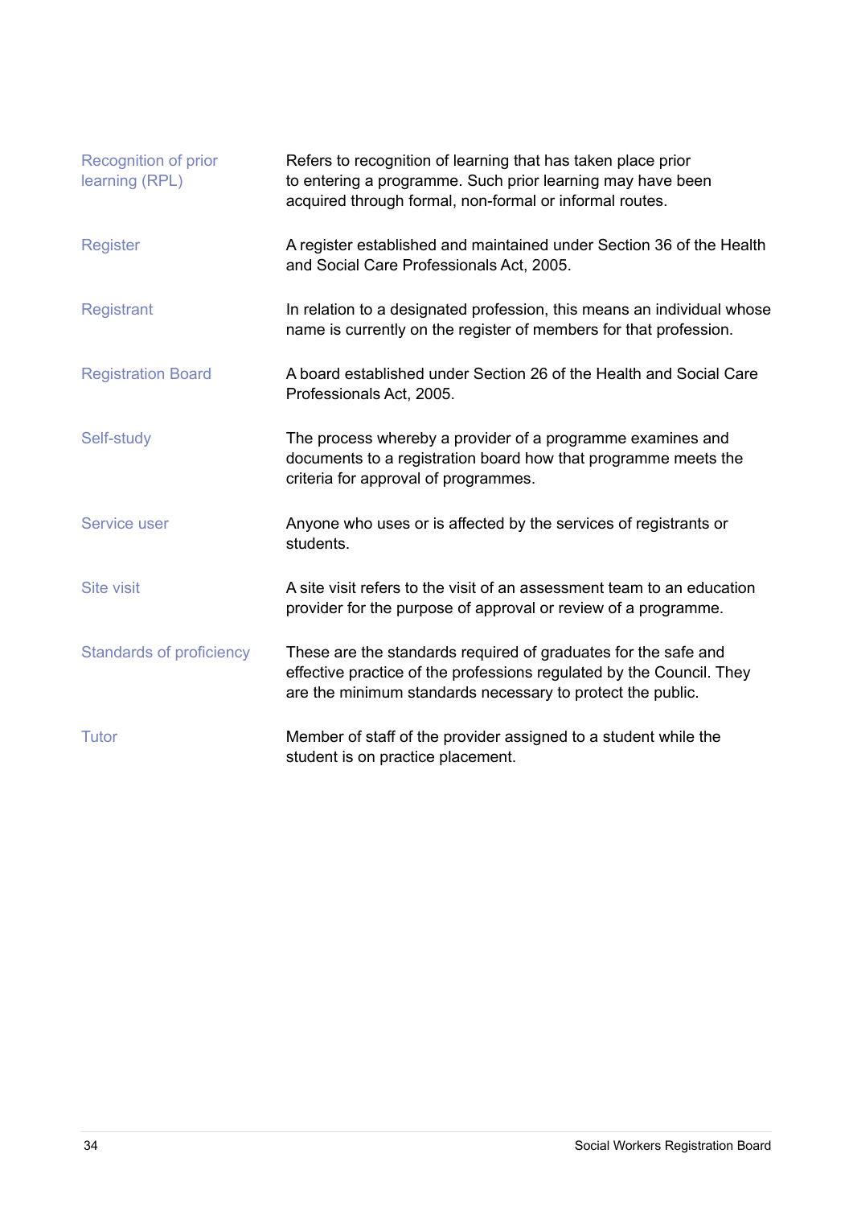| | |
|---|---|
| Recognition of prior learning (RPL) | Refers to recognition of learning that has taken place prior to entering a programme. Such prior learning may have been acquired through formal, non-formal or informal routes. |
| Register | A register established and maintained under Section 36 of the Health and Social Care Professionals Act, 2005. |
| Registrant | In relation to a designated profession, this means an individual whose name is currently on the register of members for that profession. |
| Registration Board | A board established under Section 26 of the Health and Social Care Professionals Act, 2005. |
| Self-study | The process whereby a provider of a programme examines and documents to a registration board how that programme meets the criteria for approval of programmes. |
| Service user | Anyone who uses or is affected by the services of registrants or students. |
| Site visit | A site visit refers to the visit of an assessment team to an education provider for the purpose of approval or review of a programme. |
| Standards of proficiency | These are the standards required of graduates for the safe and effective practice of the professions regulated by the Council. They are the minimum standards necessary to protect the public. |
| Tutor | Member of staff of the provider assigned to a student while the student is on practice placement. |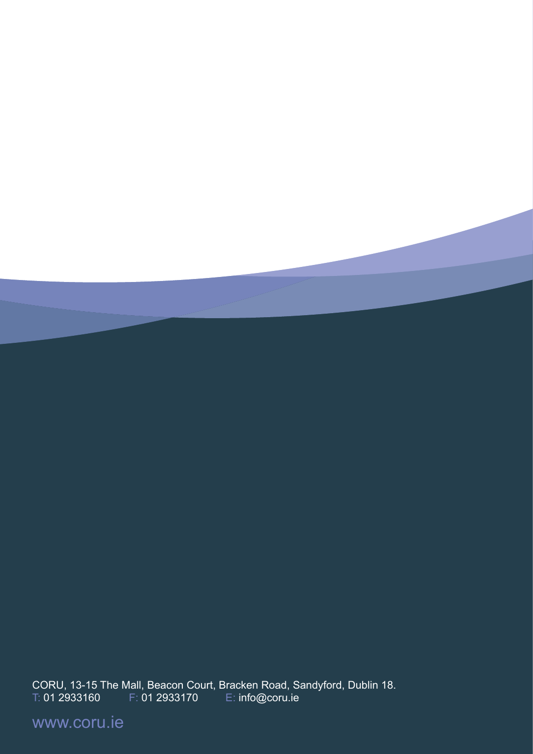CORU, 13-15 The Mall, Beacon Court, Bracken Road, Sandyford, Dublin 18.
T: 01 2933160  F: 01 2933170  E: info@coru.ie

www.coru.ie